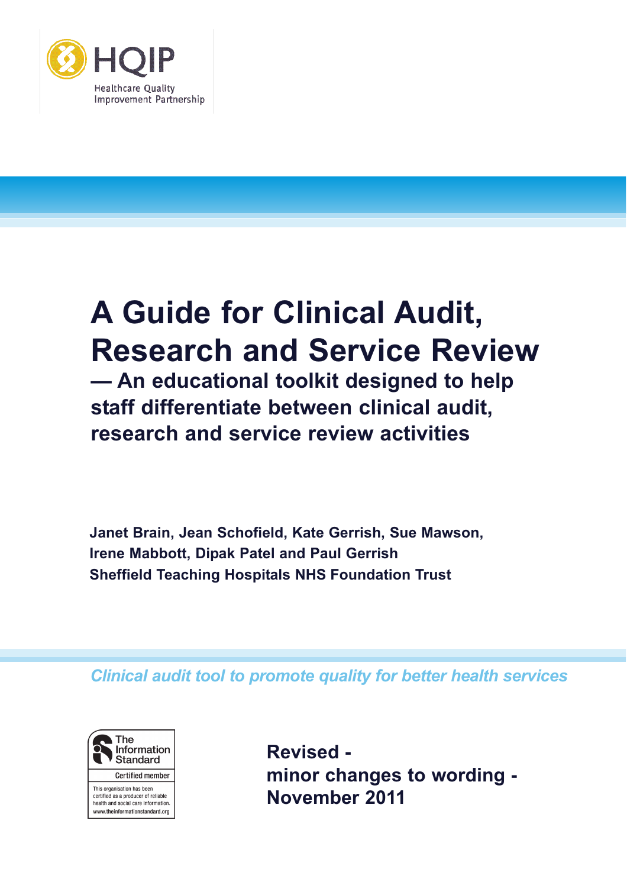HQIP
Healthcare Quality Improvement Partnership

# A Guide for Clinical Audit, Research and Service Review

## — An educational toolkit designed to help staff differentiate between clinical audit, research and service review activities

**Janet Brain, Jean Schofield, Kate Gerrish, Sue Mawson, Irene Mabbott, Dipak Patel and Paul Gerrish**
**Sheffield Teaching Hospitals NHS Foundation Trust**

*Clinical audit tool to promote quality for better health services*

The Information Standard
Certified member
This organisation has been certified as a producer of reliable health and social care information.
www.theinformationstandard.org

**Revised - minor changes to wording - November 2011**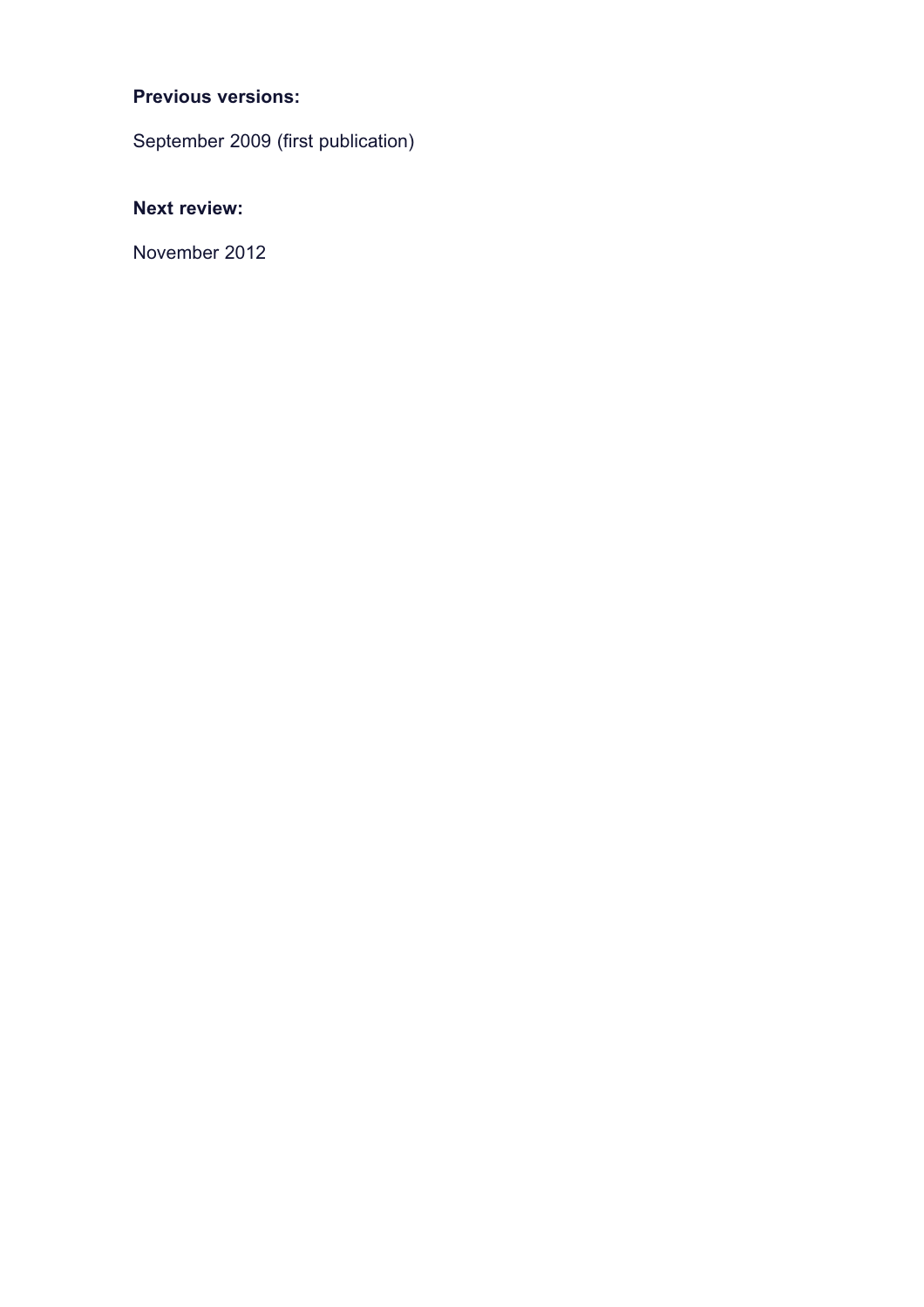**Previous versions:**

September 2009 (first publication)

**Next review:**

November 2012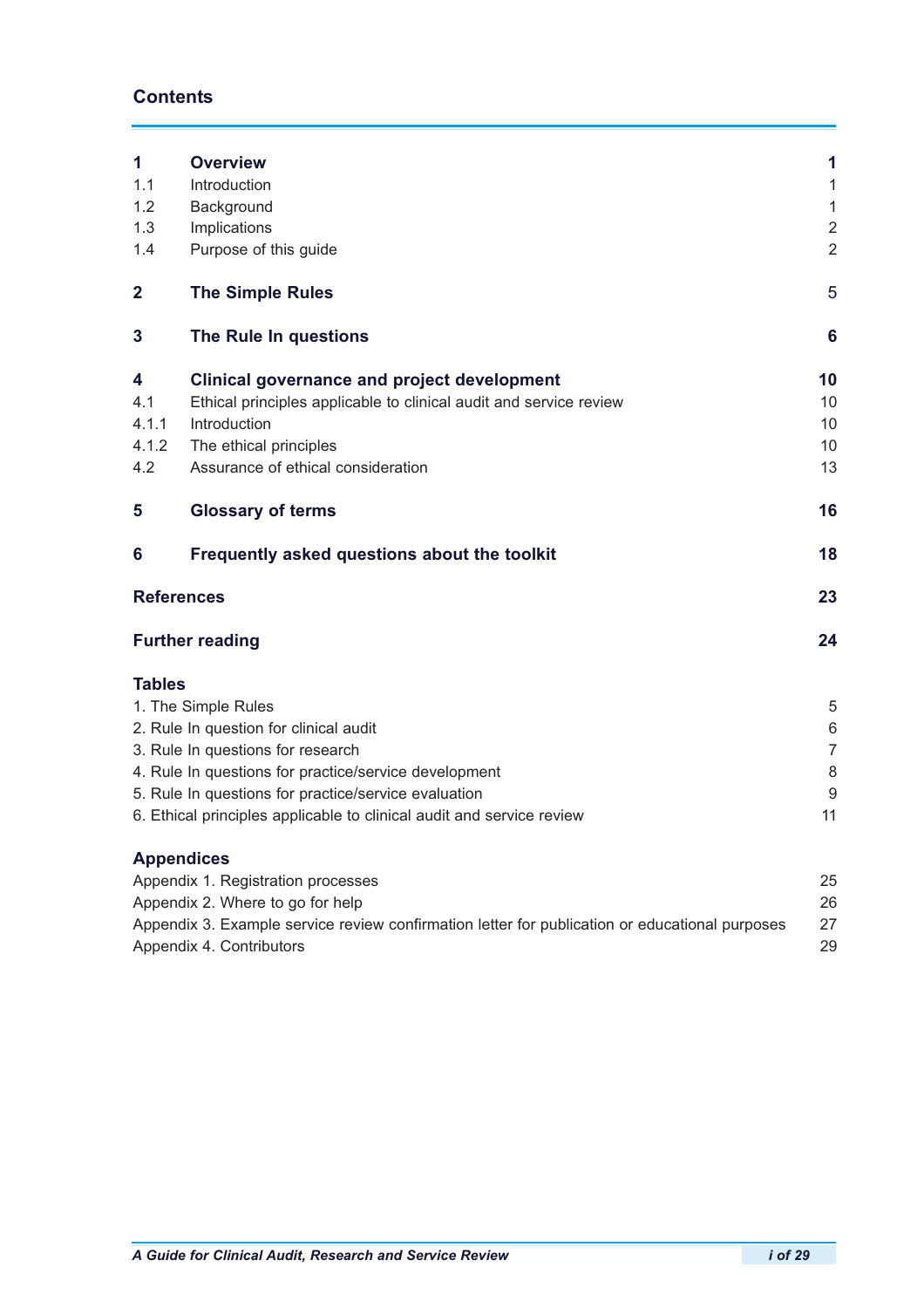## Contents

| | | |
|---|---|---|
| **1** | **Overview** | **1** |
| 1.1 | Introduction | 1 |
| 1.2 | Background | 1 |
| 1.3 | Implications | 2 |
| 1.4 | Purpose of this guide | 2 |
| **2** | **The Simple Rules** | 5 |
| **3** | **The Rule In questions** | **6** |
| **4** | **Clinical governance and project development** | **10** |
| 4.1 | Ethical principles applicable to clinical audit and service review | 10 |
| 4.1.1 | Introduction | 10 |
| 4.1.2 | The ethical principles | 10 |
| 4.2 | Assurance of ethical consideration | 13 |
| **5** | **Glossary of terms** | **16** |
| **6** | **Frequently asked questions about the toolkit** | **18** |
| | **References** | **23** |
| | **Further reading** | **24** |

**Tables**

| | |
|---|---|
| 1. The Simple Rules | 5 |
| 2. Rule In question for clinical audit | 6 |
| 3. Rule In questions for research | 7 |
| 4. Rule In questions for practice/service development | 8 |
| 5. Rule In questions for practice/service evaluation | 9 |
| 6. Ethical principles applicable to clinical audit and service review | 11 |

**Appendices**

| | |
|---|---|
| Appendix 1. Registration processes | 25 |
| Appendix 2. Where to go for help | 26 |
| Appendix 3. Example service review confirmation letter for publication or educational purposes | 27 |
| Appendix 4. Contributors | 29 |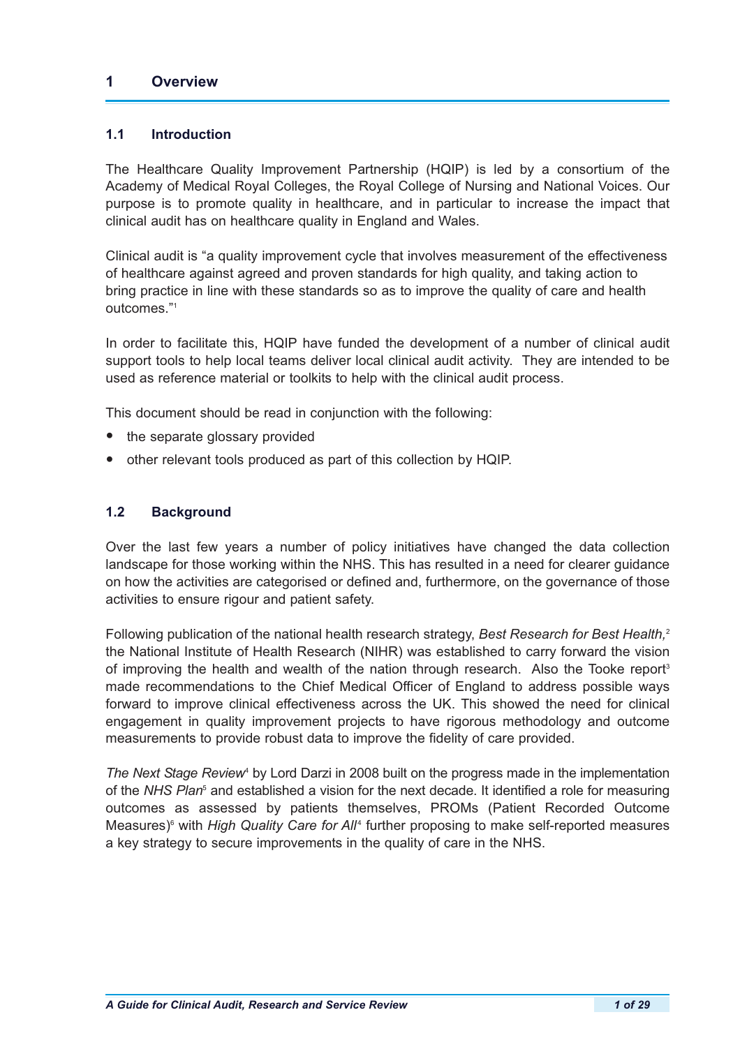# 1 Overview

## 1.1 Introduction

The Healthcare Quality Improvement Partnership (HQIP) is led by a consortium of the Academy of Medical Royal Colleges, the Royal College of Nursing and National Voices. Our purpose is to promote quality in healthcare, and in particular to increase the impact that clinical audit has on healthcare quality in England and Wales.

Clinical audit is "a quality improvement cycle that involves measurement of the effectiveness of healthcare against agreed and proven standards for high quality, and taking action to bring practice in line with these standards so as to improve the quality of care and health outcomes."[1]

In order to facilitate this, HQIP have funded the development of a number of clinical audit support tools to help local teams deliver local clinical audit activity. They are intended to be used as reference material or toolkits to help with the clinical audit process.

This document should be read in conjunction with the following:

- the separate glossary provided
- other relevant tools produced as part of this collection by HQIP.

## 1.2 Background

Over the last few years a number of policy initiatives have changed the data collection landscape for those working within the NHS. This has resulted in a need for clearer guidance on how the activities are categorised or defined and, furthermore, on the governance of those activities to ensure rigour and patient safety.

Following publication of the national health research strategy, *Best Research for Best Health,*[2] the National Institute of Health Research (NIHR) was established to carry forward the vision of improving the health and wealth of the nation through research. Also the Tooke report[3] made recommendations to the Chief Medical Officer of England to address possible ways forward to improve clinical effectiveness across the UK. This showed the need for clinical engagement in quality improvement projects to have rigorous methodology and outcome measurements to provide robust data to improve the fidelity of care provided.

*The Next Stage Review*[4] by Lord Darzi in 2008 built on the progress made in the implementation of the *NHS Plan*[5] and established a vision for the next decade. It identified a role for measuring outcomes as assessed by patients themselves, PROMs (Patient Recorded Outcome Measures)[6] with *High Quality Care for All*[4] further proposing to make self-reported measures a key strategy to secure improvements in the quality of care in the NHS.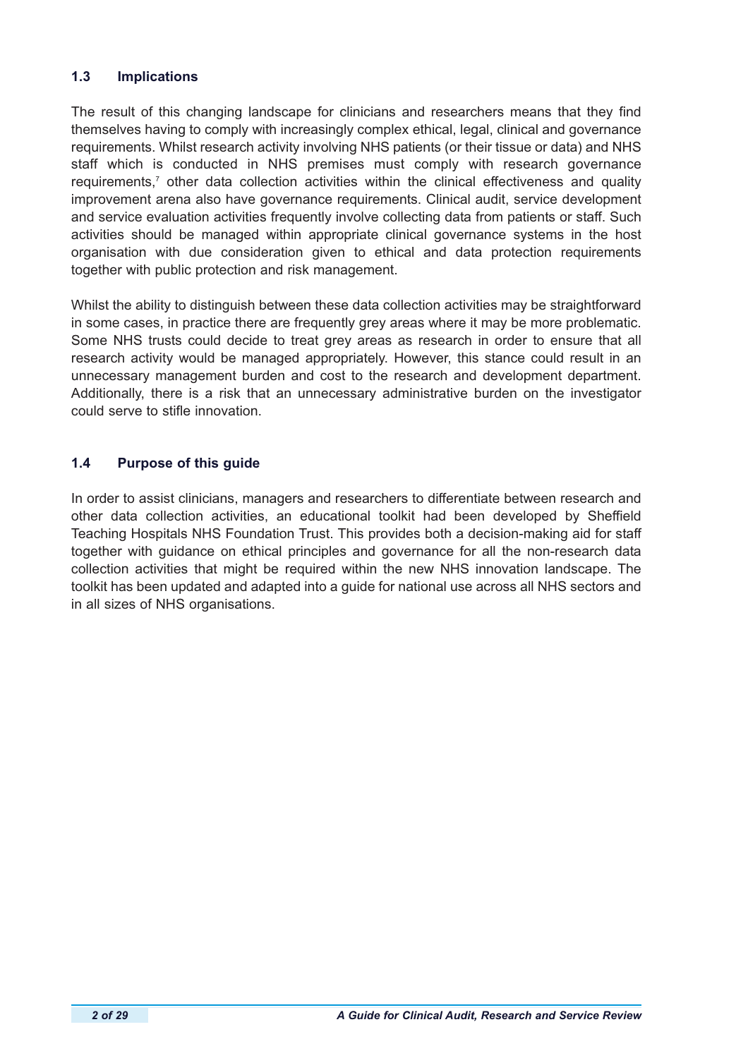### 1.3 Implications

The result of this changing landscape for clinicians and researchers means that they find themselves having to comply with increasingly complex ethical, legal, clinical and governance requirements. Whilst research activity involving NHS patients (or their tissue or data) and NHS staff which is conducted in NHS premises must comply with research governance requirements,[7] other data collection activities within the clinical effectiveness and quality improvement arena also have governance requirements. Clinical audit, service development and service evaluation activities frequently involve collecting data from patients or staff. Such activities should be managed within appropriate clinical governance systems in the host organisation with due consideration given to ethical and data protection requirements together with public protection and risk management.

Whilst the ability to distinguish between these data collection activities may be straightforward in some cases, in practice there are frequently grey areas where it may be more problematic. Some NHS trusts could decide to treat grey areas as research in order to ensure that all research activity would be managed appropriately. However, this stance could result in an unnecessary management burden and cost to the research and development department. Additionally, there is a risk that an unnecessary administrative burden on the investigator could serve to stifle innovation.

### 1.4 Purpose of this guide

In order to assist clinicians, managers and researchers to differentiate between research and other data collection activities, an educational toolkit had been developed by Sheffield Teaching Hospitals NHS Foundation Trust. This provides both a decision-making aid for staff together with guidance on ethical principles and governance for all the non-research data collection activities that might be required within the new NHS innovation landscape. The toolkit has been updated and adapted into a guide for national use across all NHS sectors and in all sizes of NHS organisations.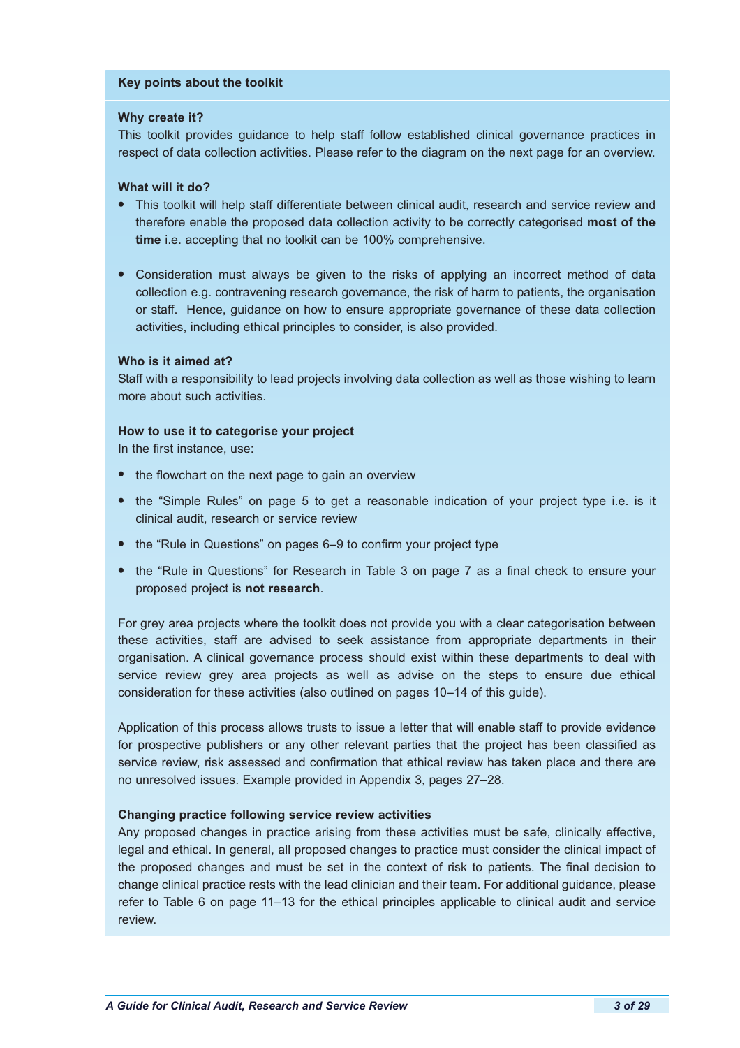## Key points about the toolkit

### Why create it?

This toolkit provides guidance to help staff follow established clinical governance practices in respect of data collection activities. Please refer to the diagram on the next page for an overview.

### What will it do?

- This toolkit will help staff differentiate between clinical audit, research and service review and therefore enable the proposed data collection activity to be correctly categorised **most of the time** i.e. accepting that no toolkit can be 100% comprehensive.
- Consideration must always be given to the risks of applying an incorrect method of data collection e.g. contravening research governance, the risk of harm to patients, the organisation or staff. Hence, guidance on how to ensure appropriate governance of these data collection activities, including ethical principles to consider, is also provided.

### Who is it aimed at?

Staff with a responsibility to lead projects involving data collection as well as those wishing to learn more about such activities.

### How to use it to categorise your project

In the first instance, use:

- the flowchart on the next page to gain an overview
- the "Simple Rules" on page 5 to get a reasonable indication of your project type i.e. is it clinical audit, research or service review
- the "Rule in Questions" on pages 6–9 to confirm your project type
- the "Rule in Questions" for Research in Table 3 on page 7 as a final check to ensure your proposed project is **not research**.

For grey area projects where the toolkit does not provide you with a clear categorisation between these activities, staff are advised to seek assistance from appropriate departments in their organisation. A clinical governance process should exist within these departments to deal with service review grey area projects as well as advise on the steps to ensure due ethical consideration for these activities (also outlined on pages 10–14 of this guide).

Application of this process allows trusts to issue a letter that will enable staff to provide evidence for prospective publishers or any other relevant parties that the project has been classified as service review, risk assessed and confirmation that ethical review has taken place and there are no unresolved issues. Example provided in Appendix 3, pages 27–28.

### Changing practice following service review activities

Any proposed changes in practice arising from these activities must be safe, clinically effective, legal and ethical. In general, all proposed changes to practice must consider the clinical impact of the proposed changes and must be set in the context of risk to patients. The final decision to change clinical practice rests with the lead clinician and their team. For additional guidance, please refer to Table 6 on page 11–13 for the ethical principles applicable to clinical audit and service review.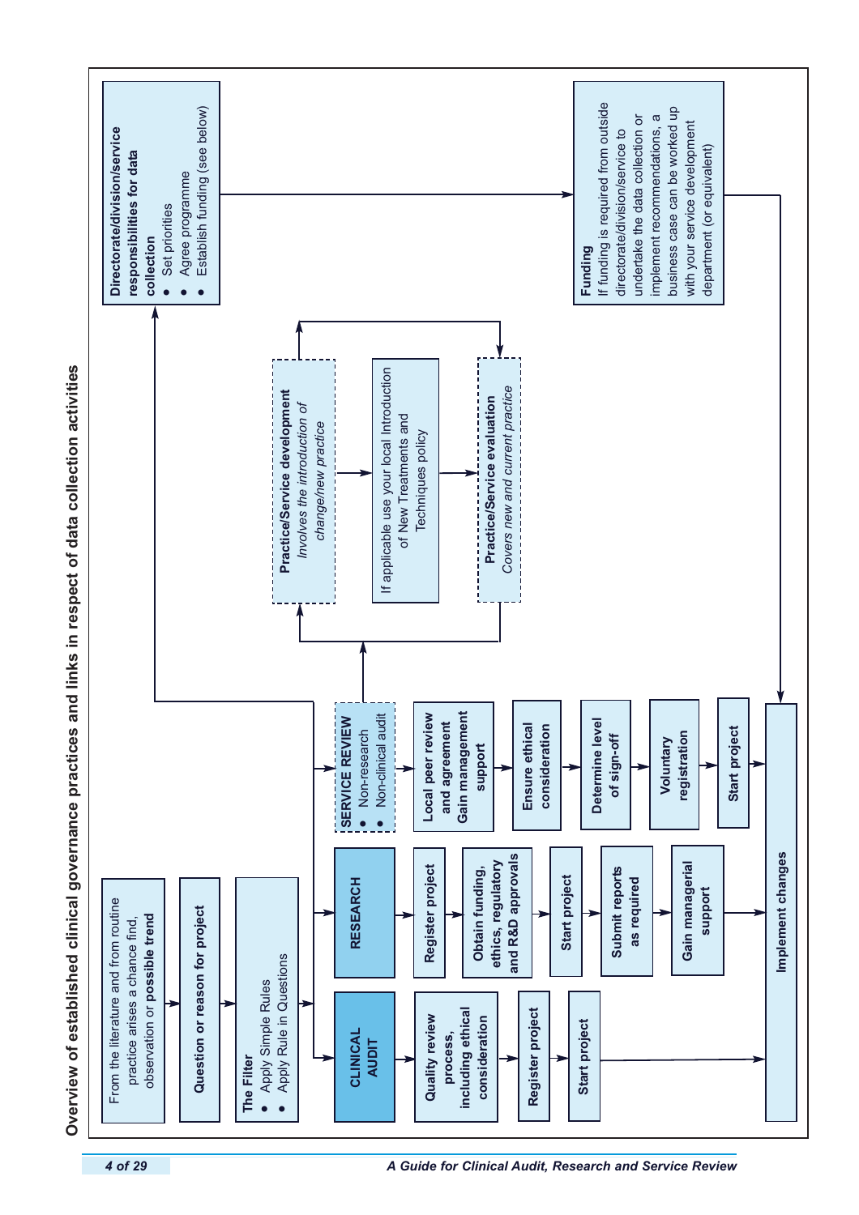# Overview of established clinical governance practices and links in respect of data collection activities

From the literature and from routine practice arises a chance find, observation or **possible trend**

**Question or reason for project**

**The Filter**
- Apply Simple Rules
- Apply Rule in Questions

**CLINICAL AUDIT**
- **Quality review process, including ethical consideration**
- **Register project**
- **Start project**

**RESEARCH**
- **Register project**
- **Obtain funding, ethics, regulatory and R&D approvals**
- **Start project**
- **Submit reports as required**
- **Gain managerial support**

**SERVICE REVIEW**
- Non-research
- Non-clinical audit

- **Local peer review and agreement Gain management support**
- **Ensure ethical consideration**
- **Determine level of sign-off**
- **Voluntary registration**
- **Start project**

**Implement changes**

**Practice/Service development**
*Involves the introduction of change/new practice*

If applicable use your local Introduction of New Treatments and Techniques policy

**Practice/Service evaluation**
*Covers new and current practice*

**Directorate/division/service responsibilities for data collection**
- Set priorities
- Agree programme
- Establish funding (see below)

**Funding**
If funding is required from outside directorate/division/service to undertake the data collection or implement recommendations, a business case can be worked up with your service development department (or equivalent)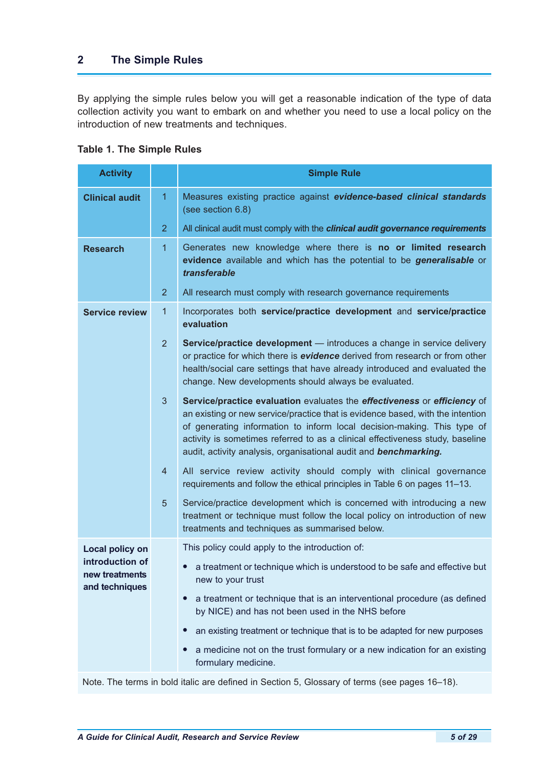## 2 The Simple Rules

By applying the simple rules below you will get a reasonable indication of the type of data collection activity you want to embark on and whether you need to use a local policy on the introduction of new treatments and techniques.

**Table 1. The Simple Rules**

| Activity | | Simple Rule |
|---|---|---|
| **Clinical audit** | 1 | Measures existing practice against ***evidence-based clinical standards*** (see section 6.8) |
| | 2 | All clinical audit must comply with the ***clinical audit governance requirements*** |
| **Research** | 1 | Generates new knowledge where there is **no or limited research evidence** available and which has the potential to be ***generalisable*** or ***transferable*** |
| | 2 | All research must comply with research governance requirements |
| **Service review** | 1 | Incorporates both **service/practice development** and **service/practice evaluation** |
| | 2 | **Service/practice development** — introduces a change in service delivery or practice for which there is ***evidence*** derived from research or from other health/social care settings that have already introduced and evaluated the change. New developments should always be evaluated. |
| | 3 | **Service/practice evaluation** evaluates the ***effectiveness*** or ***efficiency*** of an existing or new service/practice that is evidence based, with the intention of generating information to inform local decision-making. This type of activity is sometimes referred to as a clinical effectiveness study, baseline audit, activity analysis, organisational audit and ***benchmarking.*** |
| | 4 | All service review activity should comply with clinical governance requirements and follow the ethical principles in Table 6 on pages 11–13. |
| | 5 | Service/practice development which is concerned with introducing a new treatment or technique must follow the local policy on introduction of new treatments and techniques as summarised below. |
| **Local policy on introduction of new treatments and techniques** | | This policy could apply to the introduction of: <br>• a treatment or technique which is understood to be safe and effective but new to your trust <br>• a treatment or technique that is an interventional procedure (as defined by NICE) and has not been used in the NHS before <br>• an existing treatment or technique that is to be adapted for new purposes <br>• a medicine not on the trust formulary or a new indication for an existing formulary medicine. |

Note. The terms in bold italic are defined in Section 5, Glossary of terms (see pages 16–18).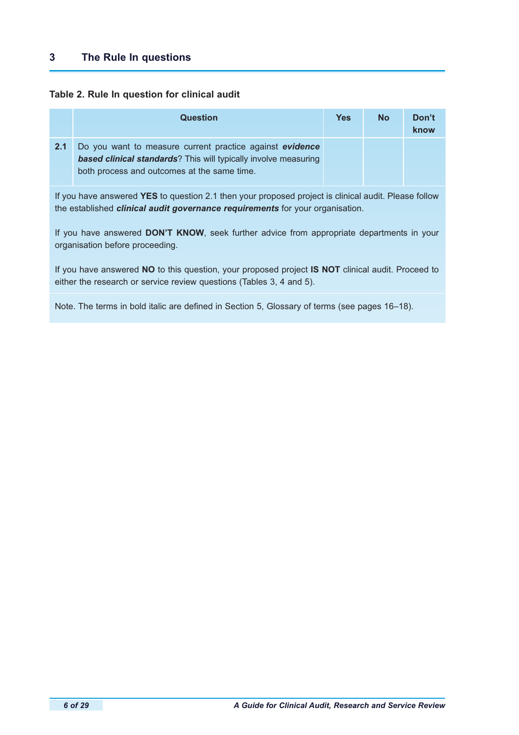# 3 The Rule In questions

**Table 2. Rule In question for clinical audit**

| | Question | Yes | No | Don't know |
|---|---|---|---|---|
| **2.1** | Do you want to measure current practice against ***evidence based clinical standards***? This will typically involve measuring both process and outcomes at the same time. | | | |

If you have answered **YES** to question 2.1 then your proposed project is clinical audit. Please follow the established ***clinical audit governance requirements*** for your organisation.

If you have answered **DON'T KNOW**, seek further advice from appropriate departments in your organisation before proceeding.

If you have answered **NO** to this question, your proposed project **IS NOT** clinical audit. Proceed to either the research or service review questions (Tables 3, 4 and 5).

Note. The terms in bold italic are defined in Section 5, Glossary of terms (see pages 16–18).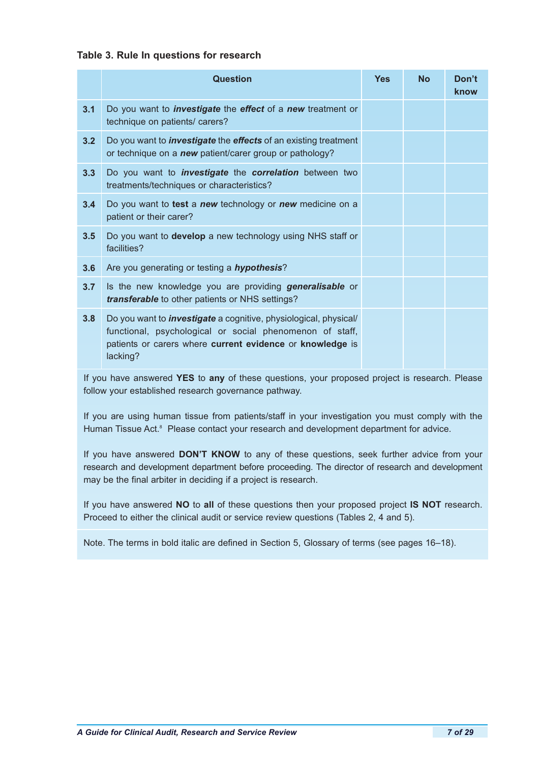**Table 3. Rule In questions for research**

| | Question | Yes | No | Don't know |
|---|---|---|---|---|
| **3.1** | Do you want to ***investigate*** the ***effect*** of a ***new*** treatment or technique on patients/ carers? | | | |
| **3.2** | Do you want to ***investigate*** the ***effects*** of an existing treatment or technique on a ***new*** patient/carer group or pathology? | | | |
| **3.3** | Do you want to ***investigate*** the ***correlation*** between two treatments/techniques or characteristics? | | | |
| **3.4** | Do you want to **test** a ***new*** technology or ***new*** medicine on a patient or their carer? | | | |
| **3.5** | Do you want to **develop** a new technology using NHS staff or facilities? | | | |
| **3.6** | Are you generating or testing a ***hypothesis***? | | | |
| **3.7** | Is the new knowledge you are providing ***generalisable*** or ***transferable*** to other patients or NHS settings? | | | |
| **3.8** | Do you want to ***investigate*** a cognitive, physiological, physical/ functional, psychological or social phenomenon of staff, patients or carers where **current evidence** or **knowledge** is lacking? | | | |

If you have answered **YES** to **any** of these questions, your proposed project is research. Please follow your established research governance pathway.

If you are using human tissue from patients/staff in your investigation you must comply with the Human Tissue Act.[8] Please contact your research and development department for advice.

If you have answered **DON'T KNOW** to any of these questions, seek further advice from your research and development department before proceeding. The director of research and development may be the final arbiter in deciding if a project is research.

If you have answered **NO** to **all** of these questions then your proposed project **IS NOT** research. Proceed to either the clinical audit or service review questions (Tables 2, 4 and 5).

Note. The terms in bold italic are defined in Section 5, Glossary of terms (see pages 16–18).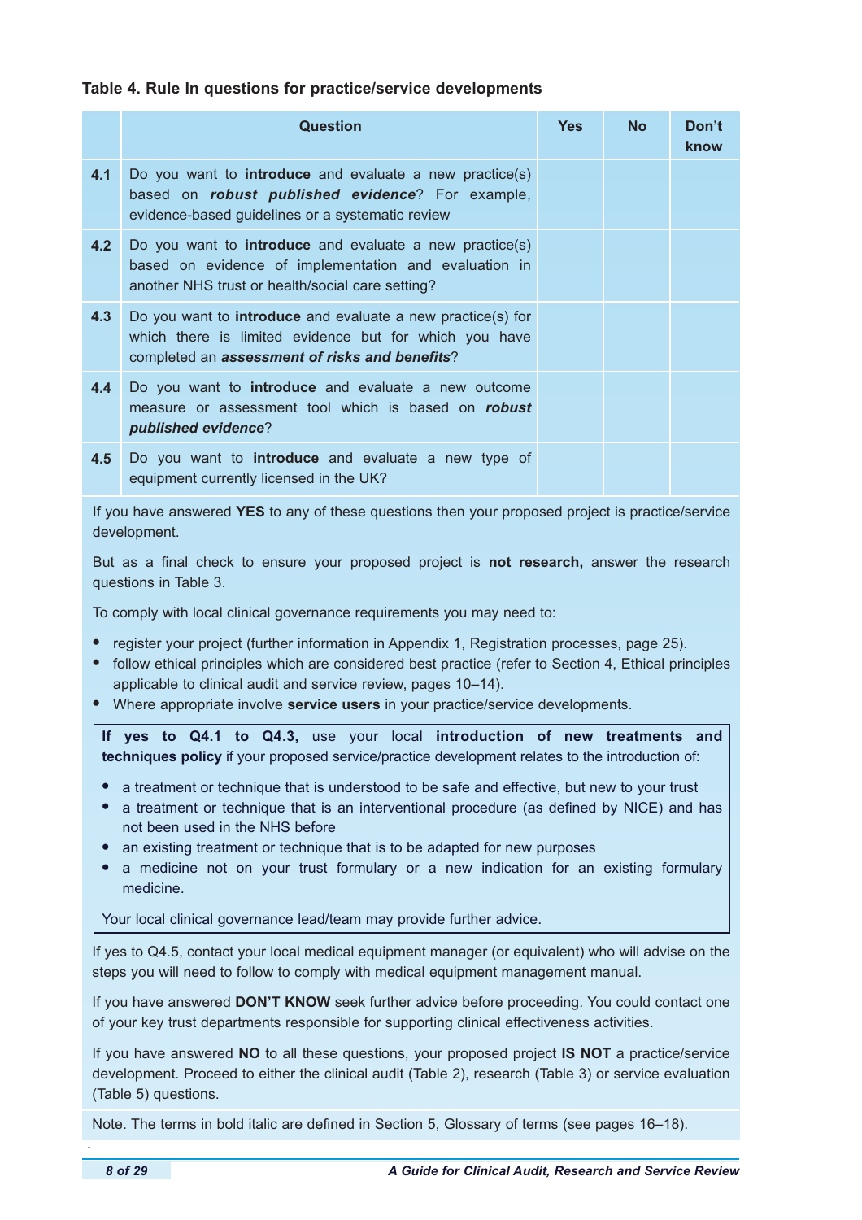**Table 4. Rule In questions for practice/service developments**

| | Question | Yes | No | Don't know |
|---|---|---|---|---|
| **4.1** | Do you want to **introduce** and evaluate a new practice(s) based on ***robust published evidence***? For example, evidence-based guidelines or a systematic review | | | |
| **4.2** | Do you want to **introduce** and evaluate a new practice(s) based on evidence of implementation and evaluation in another NHS trust or health/social care setting? | | | |
| **4.3** | Do you want to **introduce** and evaluate a new practice(s) for which there is limited evidence but for which you have completed an ***assessment of risks and benefits***? | | | |
| **4.4** | Do you want to **introduce** and evaluate a new outcome measure or assessment tool which is based on ***robust published evidence***? | | | |
| **4.5** | Do you want to **introduce** and evaluate a new type of equipment currently licensed in the UK? | | | |

If you have answered **YES** to any of these questions then your proposed project is practice/service development.

But as a final check to ensure your proposed project is **not research,** answer the research questions in Table 3.

To comply with local clinical governance requirements you may need to:

- register your project (further information in Appendix 1, Registration processes, page 25).
- follow ethical principles which are considered best practice (refer to Section 4, Ethical principles applicable to clinical audit and service review, pages 10–14).
- Where appropriate involve **service users** in your practice/service developments.

**If yes to Q4.1 to Q4.3,** use your local **introduction of new treatments and techniques policy** if your proposed service/practice development relates to the introduction of:

- a treatment or technique that is understood to be safe and effective, but new to your trust
- a treatment or technique that is an interventional procedure (as defined by NICE) and has not been used in the NHS before
- an existing treatment or technique that is to be adapted for new purposes
- a medicine not on your trust formulary or a new indication for an existing formulary medicine.

Your local clinical governance lead/team may provide further advice.

If yes to Q4.5, contact your local medical equipment manager (or equivalent) who will advise on the steps you will need to follow to comply with medical equipment management manual.

If you have answered **DON'T KNOW** seek further advice before proceeding. You could contact one of your key trust departments responsible for supporting clinical effectiveness activities.

If you have answered **NO** to all these questions, your proposed project **IS NOT** a practice/service development. Proceed to either the clinical audit (Table 2), research (Table 3) or service evaluation (Table 5) questions.

Note. The terms in bold italic are defined in Section 5, Glossary of terms (see pages 16–18).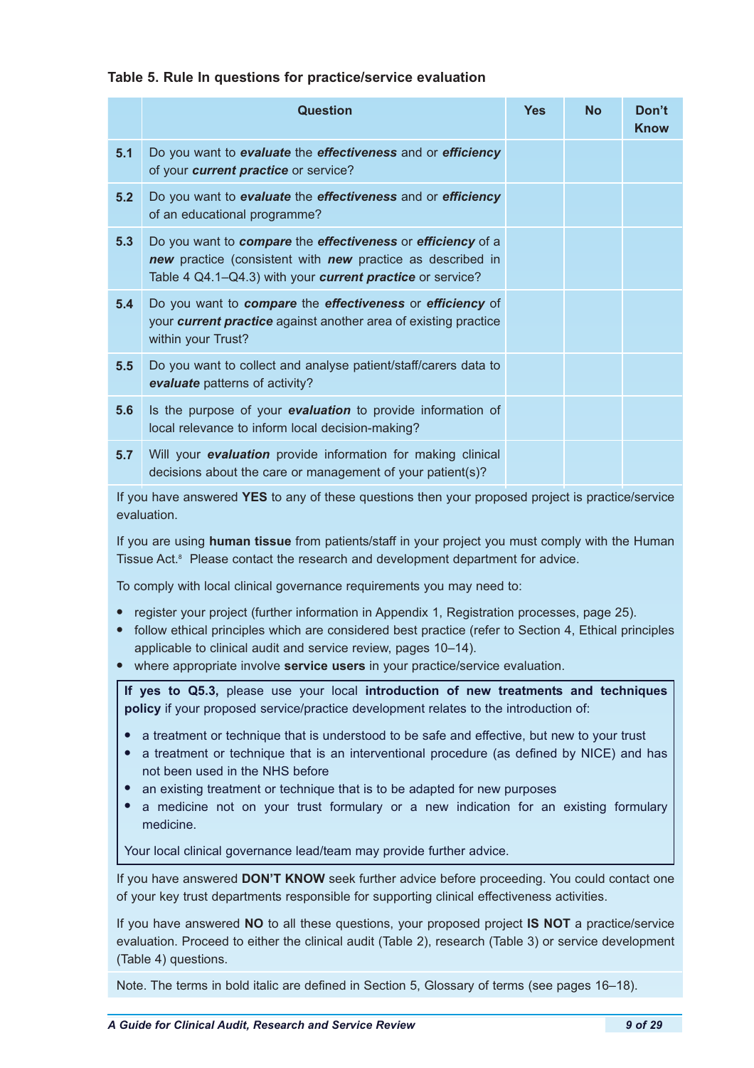**Table 5. Rule In questions for practice/service evaluation**

| | Question | Yes | No | Don't Know |
|---|---|---|---|---|
| **5.1** | Do you want to ***evaluate*** the ***effectiveness*** and or ***efficiency*** of your ***current practice*** or service? | | | |
| **5.2** | Do you want to ***evaluate*** the ***effectiveness*** and or ***efficiency*** of an educational programme? | | | |
| **5.3** | Do you want to ***compare*** the ***effectiveness*** or ***efficiency*** of a ***new*** practice (consistent with ***new*** practice as described in Table 4 Q4.1–Q4.3) with your ***current practice*** or service? | | | |
| **5.4** | Do you want to ***compare*** the ***effectiveness*** or ***efficiency*** of your ***current practice*** against another area of existing practice within your Trust? | | | |
| **5.5** | Do you want to collect and analyse patient/staff/carers data to ***evaluate*** patterns of activity? | | | |
| **5.6** | Is the purpose of your ***evaluation*** to provide information of local relevance to inform local decision-making? | | | |
| **5.7** | Will your ***evaluation*** provide information for making clinical decisions about the care or management of your patient(s)? | | | |

If you have answered **YES** to any of these questions then your proposed project is practice/service evaluation.

If you are using **human tissue** from patients/staff in your project you must comply with the Human Tissue Act.[8] Please contact the research and development department for advice.

To comply with local clinical governance requirements you may need to:

- register your project (further information in Appendix 1, Registration processes, page 25).
- follow ethical principles which are considered best practice (refer to Section 4, Ethical principles applicable to clinical audit and service review, pages 10–14).
- where appropriate involve **service users** in your practice/service evaluation.

**If yes to Q5.3,** please use your local **introduction of new treatments and techniques policy** if your proposed service/practice development relates to the introduction of:

- a treatment or technique that is understood to be safe and effective, but new to your trust
- a treatment or technique that is an interventional procedure (as defined by NICE) and has not been used in the NHS before
- an existing treatment or technique that is to be adapted for new purposes
- a medicine not on your trust formulary or a new indication for an existing formulary medicine.

Your local clinical governance lead/team may provide further advice.

If you have answered **DON'T KNOW** seek further advice before proceeding. You could contact one of your key trust departments responsible for supporting clinical effectiveness activities.

If you have answered **NO** to all these questions, your proposed project **IS NOT** a practice/service evaluation. Proceed to either the clinical audit (Table 2), research (Table 3) or service development (Table 4) questions.

Note. The terms in bold italic are defined in Section 5, Glossary of terms (see pages 16–18).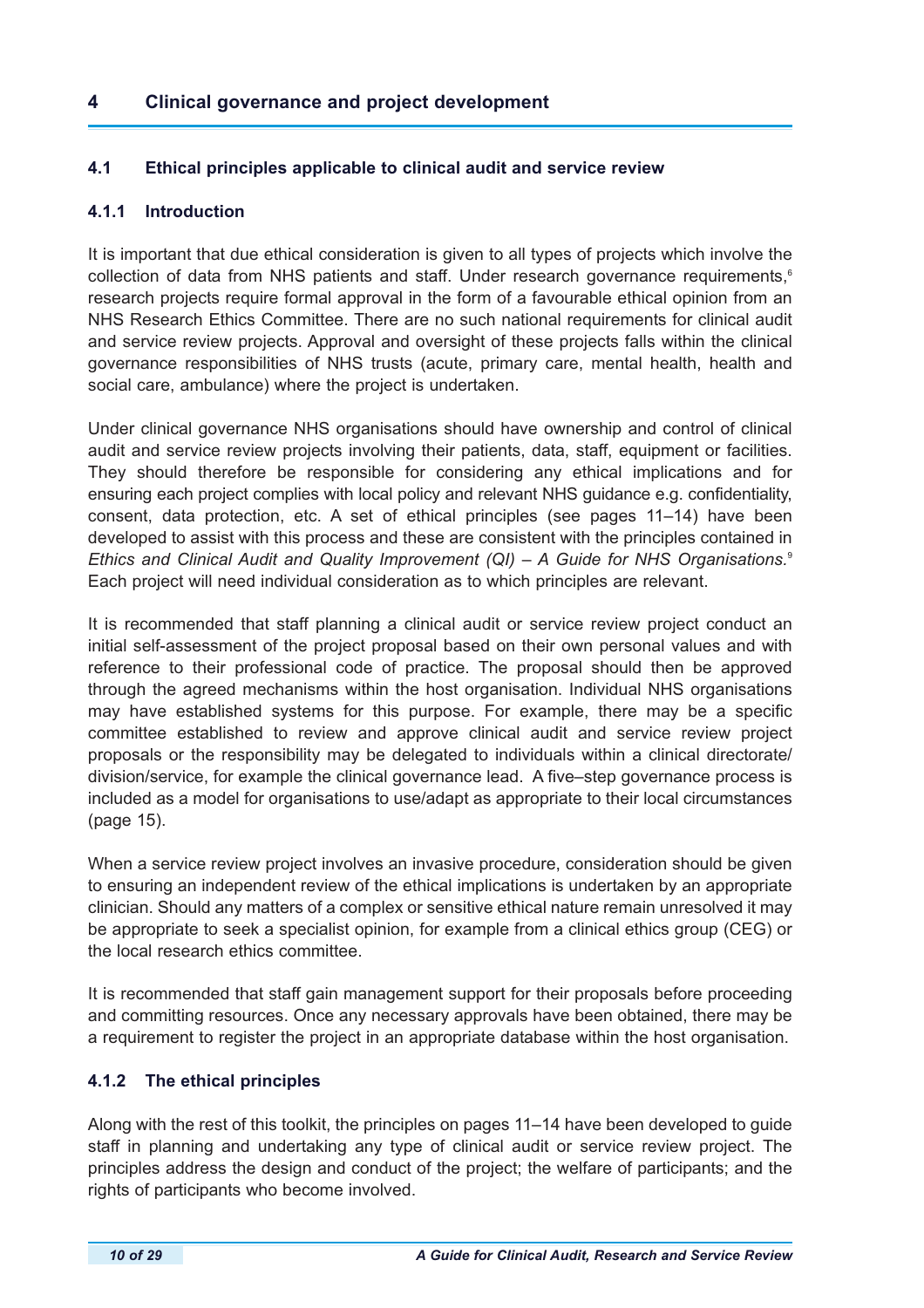# 4 Clinical governance and project development

## 4.1 Ethical principles applicable to clinical audit and service review

### 4.1.1 Introduction

It is important that due ethical consideration is given to all types of projects which involve the collection of data from NHS patients and staff. Under research governance requirements,[6] research projects require formal approval in the form of a favourable ethical opinion from an NHS Research Ethics Committee. There are no such national requirements for clinical audit and service review projects. Approval and oversight of these projects falls within the clinical governance responsibilities of NHS trusts (acute, primary care, mental health, health and social care, ambulance) where the project is undertaken.

Under clinical governance NHS organisations should have ownership and control of clinical audit and service review projects involving their patients, data, staff, equipment or facilities. They should therefore be responsible for considering any ethical implications and for ensuring each project complies with local policy and relevant NHS guidance e.g. confidentiality, consent, data protection, etc. A set of ethical principles (see pages 11–14) have been developed to assist with this process and these are consistent with the principles contained in *Ethics and Clinical Audit and Quality Improvement (QI) – A Guide for NHS Organisations.*[9] Each project will need individual consideration as to which principles are relevant.

It is recommended that staff planning a clinical audit or service review project conduct an initial self-assessment of the project proposal based on their own personal values and with reference to their professional code of practice. The proposal should then be approved through the agreed mechanisms within the host organisation. Individual NHS organisations may have established systems for this purpose. For example, there may be a specific committee established to review and approve clinical audit and service review project proposals or the responsibility may be delegated to individuals within a clinical directorate/division/service, for example the clinical governance lead. A five–step governance process is included as a model for organisations to use/adapt as appropriate to their local circumstances (page 15).

When a service review project involves an invasive procedure, consideration should be given to ensuring an independent review of the ethical implications is undertaken by an appropriate clinician. Should any matters of a complex or sensitive ethical nature remain unresolved it may be appropriate to seek a specialist opinion, for example from a clinical ethics group (CEG) or the local research ethics committee.

It is recommended that staff gain management support for their proposals before proceeding and committing resources. Once any necessary approvals have been obtained, there may be a requirement to register the project in an appropriate database within the host organisation.

### 4.1.2 The ethical principles

Along with the rest of this toolkit, the principles on pages 11–14 have been developed to guide staff in planning and undertaking any type of clinical audit or service review project. The principles address the design and conduct of the project; the welfare of participants; and the rights of participants who become involved.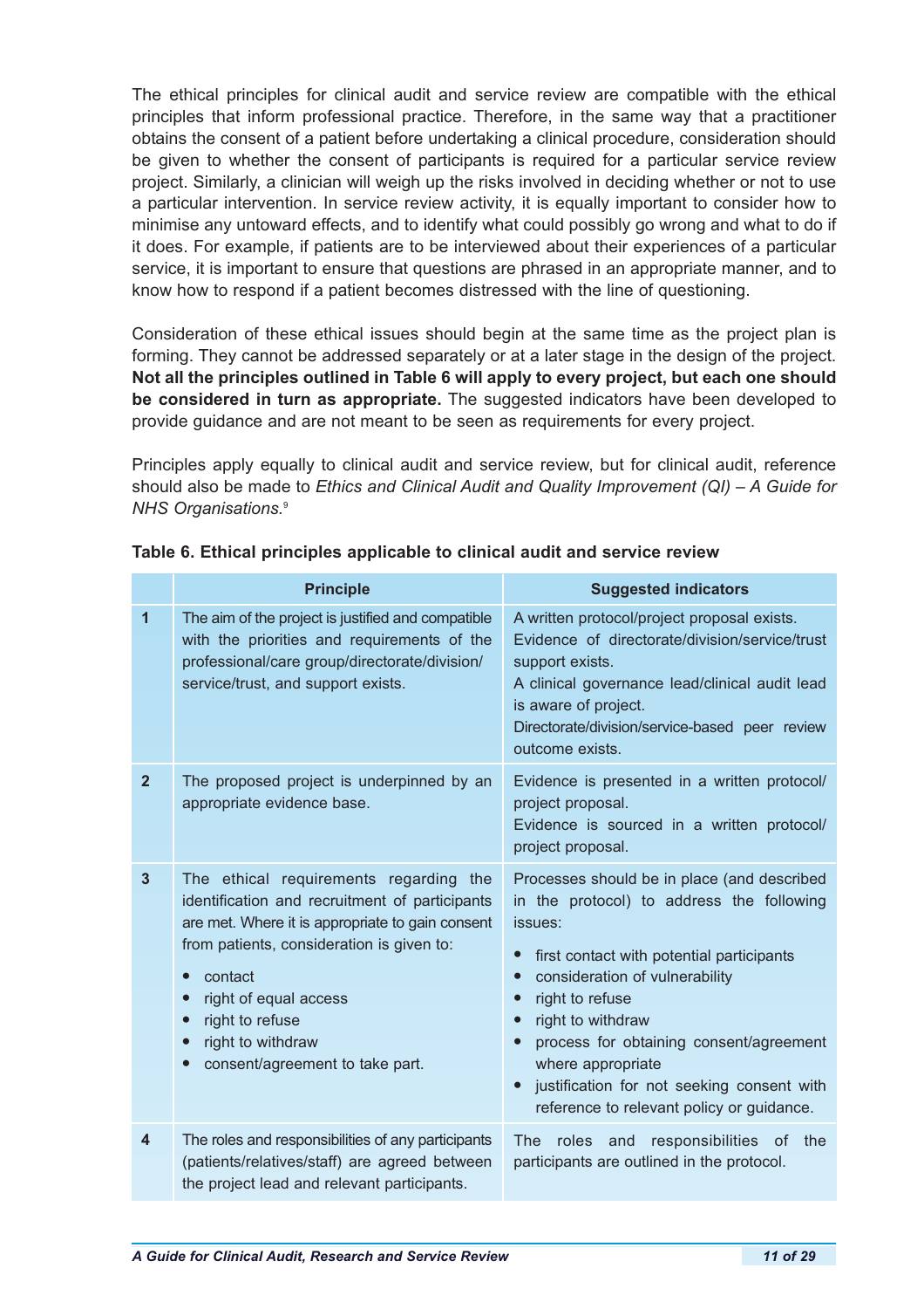The ethical principles for clinical audit and service review are compatible with the ethical principles that inform professional practice. Therefore, in the same way that a practitioner obtains the consent of a patient before undertaking a clinical procedure, consideration should be given to whether the consent of participants is required for a particular service review project. Similarly, a clinician will weigh up the risks involved in deciding whether or not to use a particular intervention. In service review activity, it is equally important to consider how to minimise any untoward effects, and to identify what could possibly go wrong and what to do if it does. For example, if patients are to be interviewed about their experiences of a particular service, it is important to ensure that questions are phrased in an appropriate manner, and to know how to respond if a patient becomes distressed with the line of questioning.

Consideration of these ethical issues should begin at the same time as the project plan is forming. They cannot be addressed separately or at a later stage in the design of the project. **Not all the principles outlined in Table 6 will apply to every project, but each one should be considered in turn as appropriate.** The suggested indicators have been developed to provide guidance and are not meant to be seen as requirements for every project.

Principles apply equally to clinical audit and service review, but for clinical audit, reference should also be made to *Ethics and Clinical Audit and Quality Improvement (QI) – A Guide for NHS Organisations.*[9]

**Table 6. Ethical principles applicable to clinical audit and service review**

| | Principle | Suggested indicators |
|---|---|---|
| **1** | The aim of the project is justified and compatible with the priorities and requirements of the professional/care group/directorate/division/service/trust, and support exists. | A written protocol/project proposal exists.<br>Evidence of directorate/division/service/trust support exists.<br>A clinical governance lead/clinical audit lead is aware of project.<br>Directorate/division/service-based peer review outcome exists. |
| **2** | The proposed project is underpinned by an appropriate evidence base. | Evidence is presented in a written protocol/project proposal.<br>Evidence is sourced in a written protocol/project proposal. |
| **3** | The ethical requirements regarding the identification and recruitment of participants are met. Where it is appropriate to gain consent from patients, consideration is given to:<br>• contact<br>• right of equal access<br>• right to refuse<br>• right to withdraw<br>• consent/agreement to take part. | Processes should be in place (and described in the protocol) to address the following issues:<br>• first contact with potential participants<br>• consideration of vulnerability<br>• right to refuse<br>• right to withdraw<br>• process for obtaining consent/agreement where appropriate<br>• justification for not seeking consent with reference to relevant policy or guidance. |
| **4** | The roles and responsibilities of any participants (patients/relatives/staff) are agreed between the project lead and relevant participants. | The roles and responsibilities of the participants are outlined in the protocol. |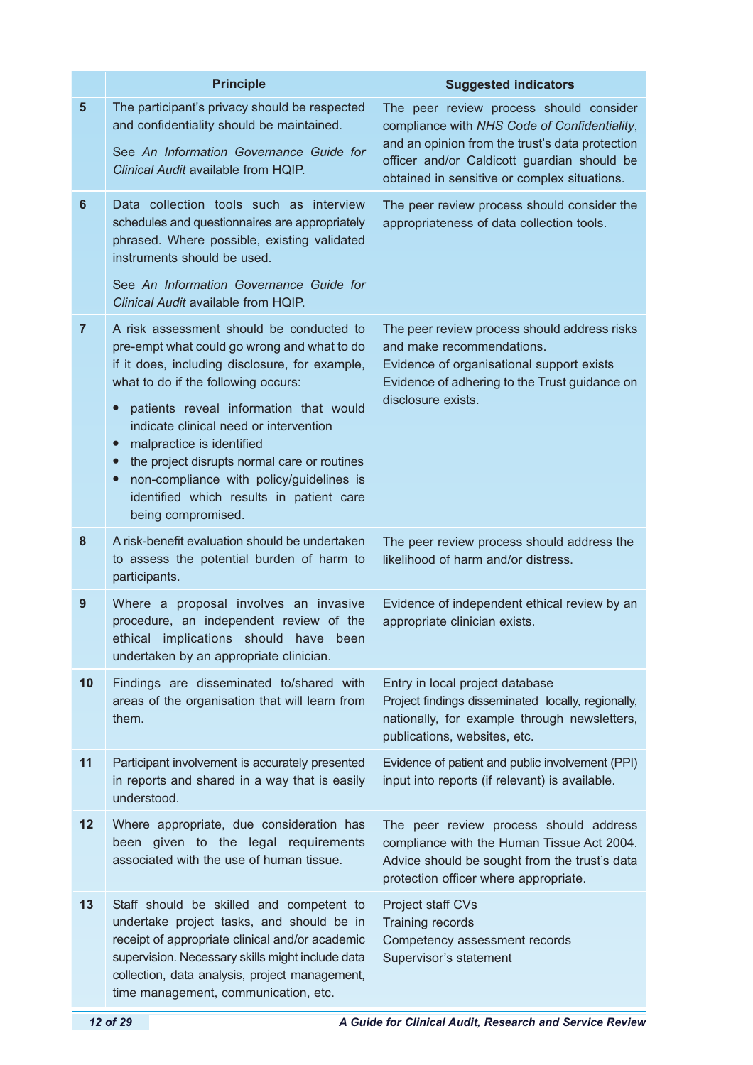| | Principle | Suggested indicators |
|---|---|---|
| 5 | The participant's privacy should be respected and confidentiality should be maintained.<br><br>See *An Information Governance Guide for Clinical Audit* available from HQIP. | The peer review process should consider compliance with *NHS Code of Confidentiality*, and an opinion from the trust's data protection officer and/or Caldicott guardian should be obtained in sensitive or complex situations. |
| 6 | Data collection tools such as interview schedules and questionnaires are appropriately phrased. Where possible, existing validated instruments should be used.<br><br>See *An Information Governance Guide for Clinical Audit* available from HQIP. | The peer review process should consider the appropriateness of data collection tools. |
| 7 | A risk assessment should be conducted to pre-empt what could go wrong and what to do if it does, including disclosure, for example, what to do if the following occurs:<br><br>• patients reveal information that would indicate clinical need or intervention<br>• malpractice is identified<br>• the project disrupts normal care or routines<br>• non-compliance with policy/guidelines is identified which results in patient care being compromised. | The peer review process should address risks and make recommendations.<br>Evidence of organisational support exists<br>Evidence of adhering to the Trust guidance on disclosure exists. |
| 8 | A risk-benefit evaluation should be undertaken to assess the potential burden of harm to participants. | The peer review process should address the likelihood of harm and/or distress. |
| 9 | Where a proposal involves an invasive procedure, an independent review of the ethical implications should have been undertaken by an appropriate clinician. | Evidence of independent ethical review by an appropriate clinician exists. |
| 10 | Findings are disseminated to/shared with areas of the organisation that will learn from them. | Entry in local project database<br>Project findings disseminated locally, regionally, nationally, for example through newsletters, publications, websites, etc. |
| 11 | Participant involvement is accurately presented in reports and shared in a way that is easily understood. | Evidence of patient and public involvement (PPI) input into reports (if relevant) is available. |
| 12 | Where appropriate, due consideration has been given to the legal requirements associated with the use of human tissue. | The peer review process should address compliance with the Human Tissue Act 2004. Advice should be sought from the trust's data protection officer where appropriate. |
| 13 | Staff should be skilled and competent to undertake project tasks, and should be in receipt of appropriate clinical and/or academic supervision. Necessary skills might include data collection, data analysis, project management, time management, communication, etc. | Project staff CVs<br>Training records<br>Competency assessment records<br>Supervisor's statement |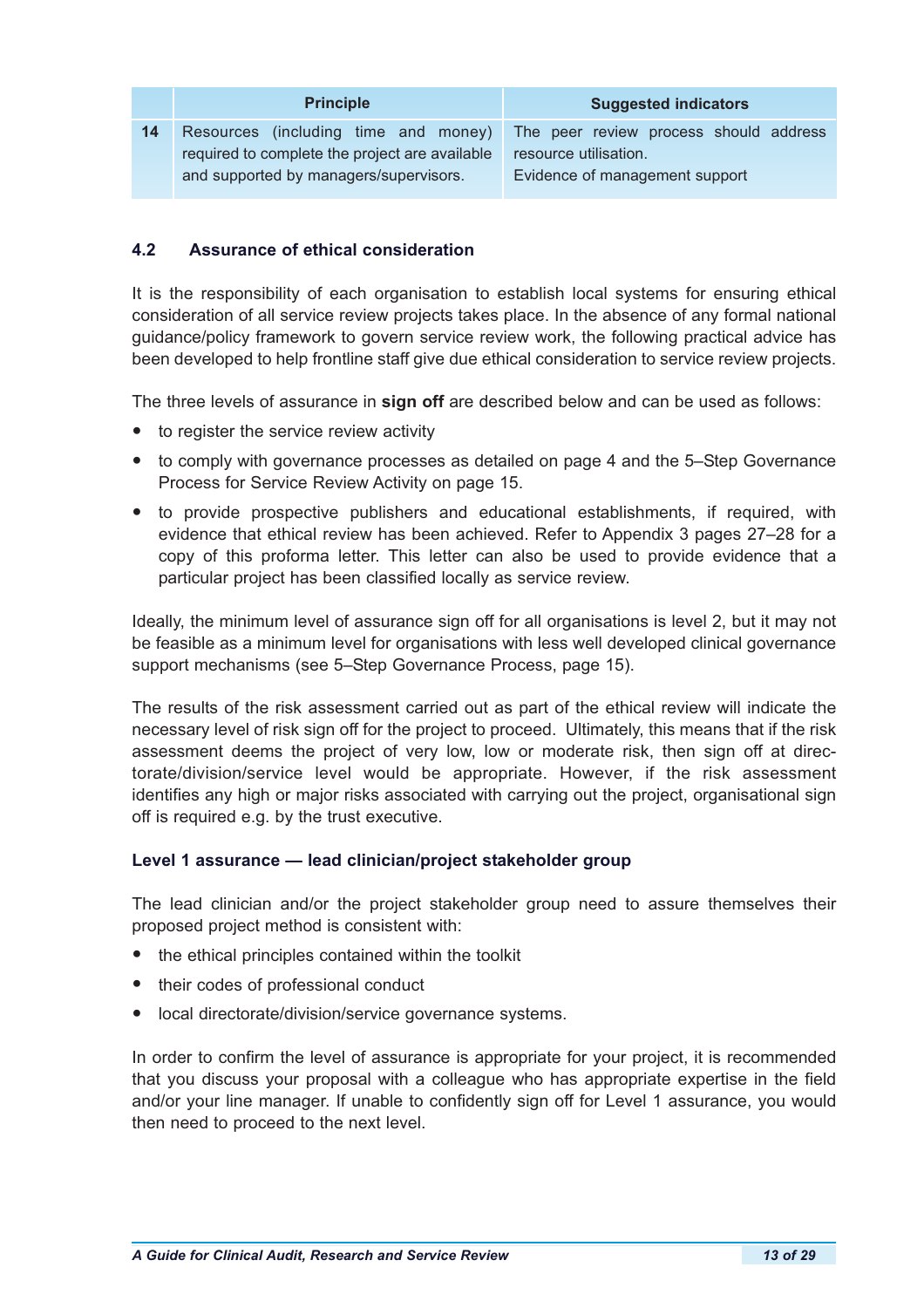| | Principle | Suggested indicators |
|---|---|---|
| 14 | Resources (including time and money) required to complete the project are available and supported by managers/supervisors. | The peer review process should address resource utilisation.<br>Evidence of management support |

## 4.2 Assurance of ethical consideration

It is the responsibility of each organisation to establish local systems for ensuring ethical consideration of all service review projects takes place. In the absence of any formal national guidance/policy framework to govern service review work, the following practical advice has been developed to help frontline staff give due ethical consideration to service review projects.

The three levels of assurance in **sign off** are described below and can be used as follows:

- to register the service review activity
- to comply with governance processes as detailed on page 4 and the 5–Step Governance Process for Service Review Activity on page 15.
- to provide prospective publishers and educational establishments, if required, with evidence that ethical review has been achieved. Refer to Appendix 3 pages 27–28 for a copy of this proforma letter. This letter can also be used to provide evidence that a particular project has been classified locally as service review.

Ideally, the minimum level of assurance sign off for all organisations is level 2, but it may not be feasible as a minimum level for organisations with less well developed clinical governance support mechanisms (see 5–Step Governance Process, page 15).

The results of the risk assessment carried out as part of the ethical review will indicate the necessary level of risk sign off for the project to proceed. Ultimately, this means that if the risk assessment deems the project of very low, low or moderate risk, then sign off at directorate/division/service level would be appropriate. However, if the risk assessment identifies any high or major risks associated with carrying out the project, organisational sign off is required e.g. by the trust executive.

### Level 1 assurance — lead clinician/project stakeholder group

The lead clinician and/or the project stakeholder group need to assure themselves their proposed project method is consistent with:

- the ethical principles contained within the toolkit
- their codes of professional conduct
- local directorate/division/service governance systems.

In order to confirm the level of assurance is appropriate for your project, it is recommended that you discuss your proposal with a colleague who has appropriate expertise in the field and/or your line manager. If unable to confidently sign off for Level 1 assurance, you would then need to proceed to the next level.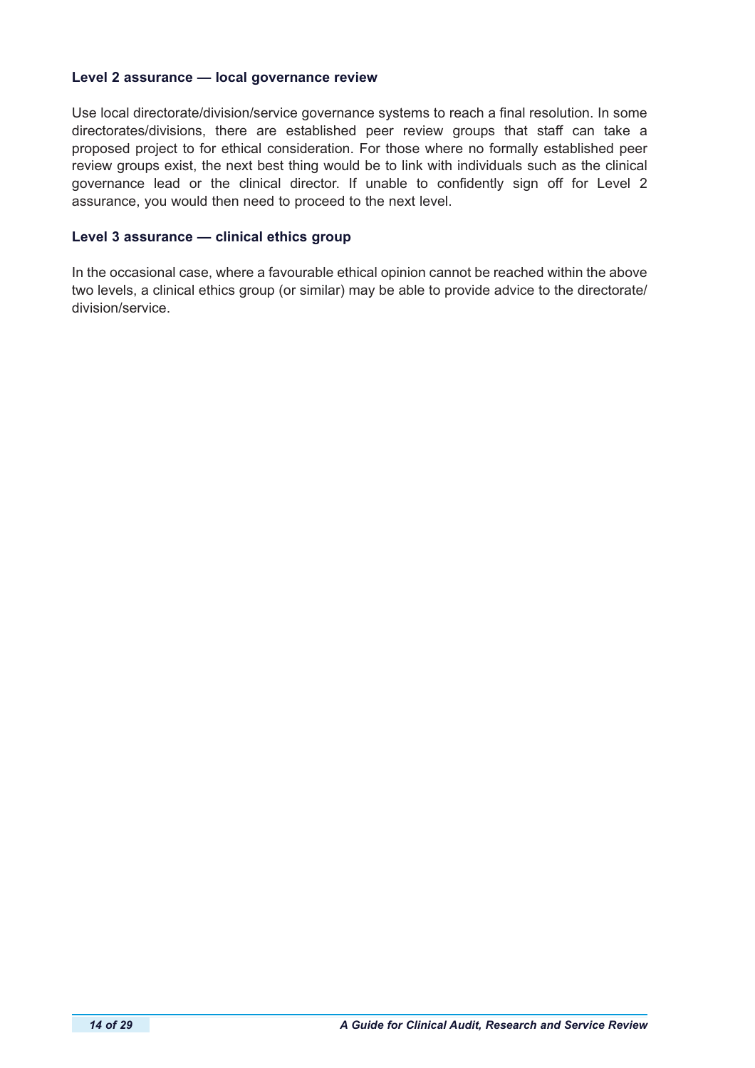**Level 2 assurance — local governance review**

Use local directorate/division/service governance systems to reach a final resolution. In some directorates/divisions, there are established peer review groups that staff can take a proposed project to for ethical consideration. For those where no formally established peer review groups exist, the next best thing would be to link with individuals such as the clinical governance lead or the clinical director. If unable to confidently sign off for Level 2 assurance, you would then need to proceed to the next level.

**Level 3 assurance — clinical ethics group**

In the occasional case, where a favourable ethical opinion cannot be reached within the above two levels, a clinical ethics group (or similar) may be able to provide advice to the directorate/division/service.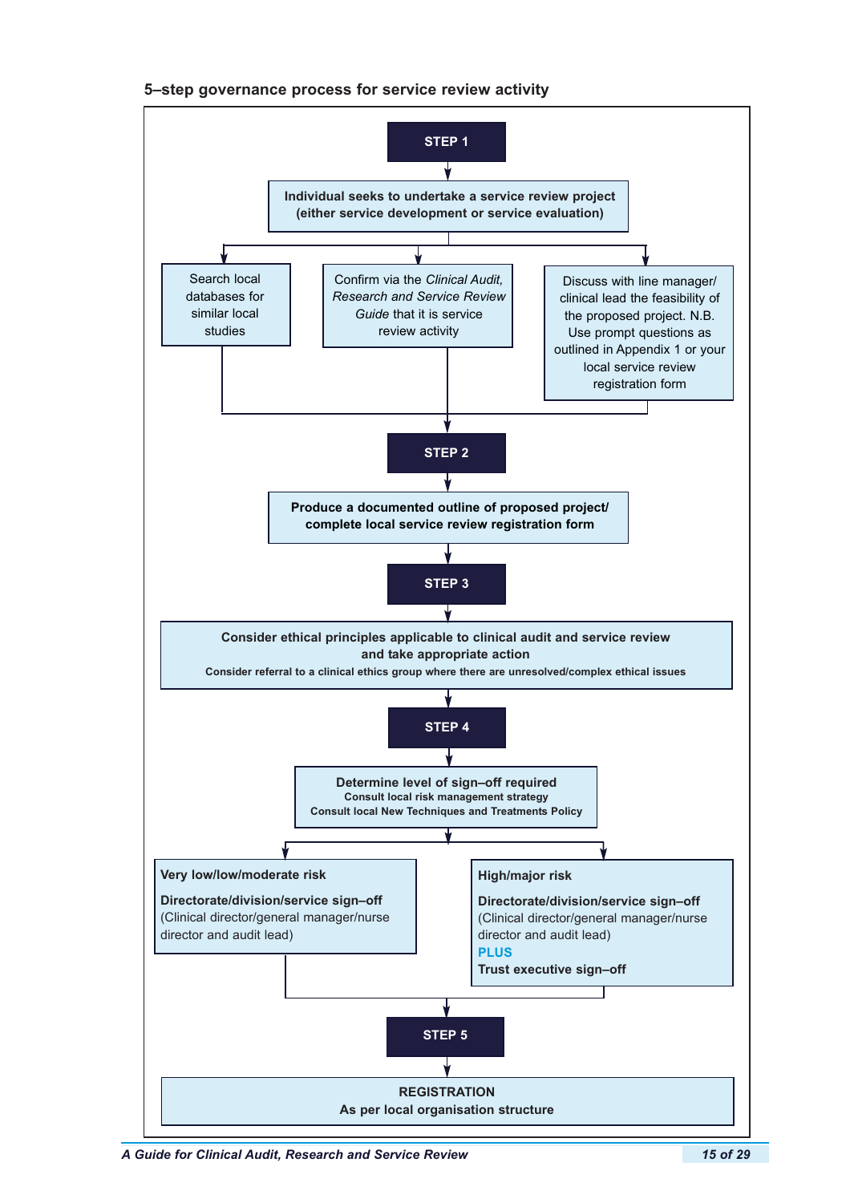### 5–step governance process for service review activity

**STEP 1**

**Individual seeks to undertake a service review project (either service development or service evaluation)**

- Search local databases for similar local studies
- Confirm via the *Clinical Audit, Research and Service Review Guide* that it is service review activity
- Discuss with line manager/ clinical lead the feasibility of the proposed project. N.B. Use prompt questions as outlined in Appendix 1 or your local service review registration form

**STEP 2**

**Produce a documented outline of proposed project/ complete local service review registration form**

**STEP 3**

**Consider ethical principles applicable to clinical audit and service review and take appropriate action**

**Consider referral to a clinical ethics group where there are unresolved/complex ethical issues**

**STEP 4**

**Determine level of sign–off required**

**Consult local risk management strategy**

**Consult local New Techniques and Treatments Policy**

- **Very low/low/moderate risk**

  **Directorate/division/service sign–off**
  (Clinical director/general manager/nurse director and audit lead)

- **High/major risk**

  **Directorate/division/service sign–off**
  (Clinical director/general manager/nurse director and audit lead)
  **PLUS**
  **Trust executive sign–off**

**STEP 5**

**REGISTRATION**
**As per local organisation structure**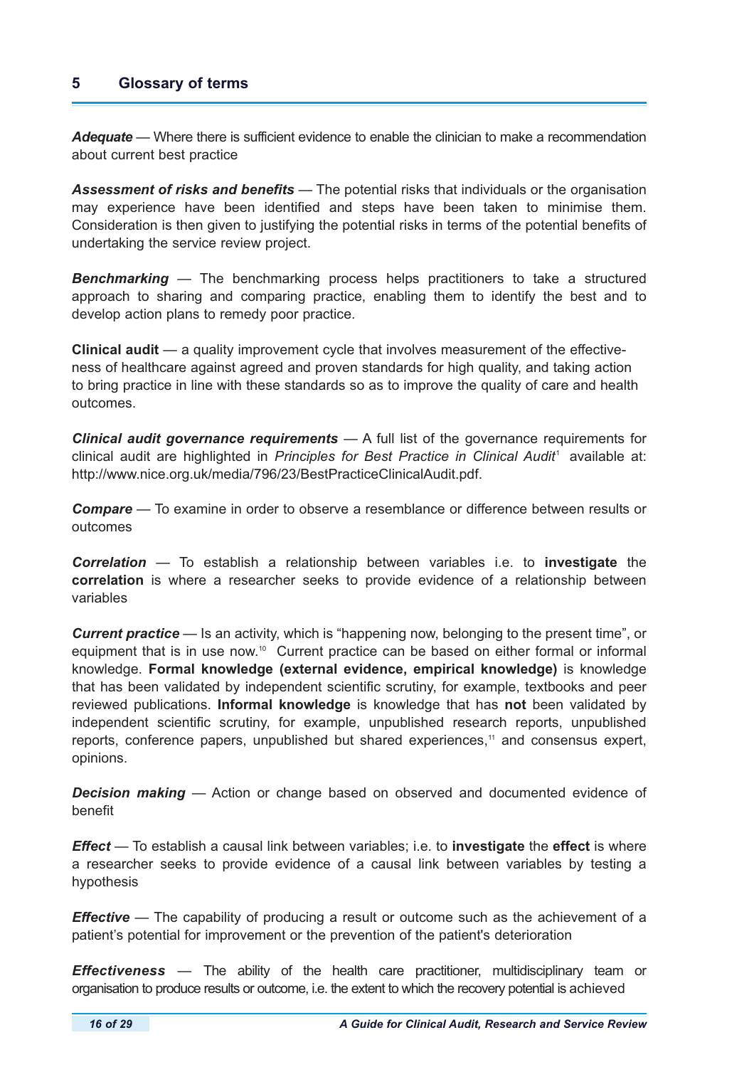## 5 Glossary of terms

***Adequate*** — Where there is sufficient evidence to enable the clinician to make a recommendation about current best practice

***Assessment of risks and benefits*** — The potential risks that individuals or the organisation may experience have been identified and steps have been taken to minimise them. Consideration is then given to justifying the potential risks in terms of the potential benefits of undertaking the service review project.

***Benchmarking*** — The benchmarking process helps practitioners to take a structured approach to sharing and comparing practice, enabling them to identify the best and to develop action plans to remedy poor practice.

**Clinical audit** — a quality improvement cycle that involves measurement of the effective-ness of healthcare against agreed and proven standards for high quality, and taking action to bring practice in line with these standards so as to improve the quality of care and health outcomes.

***Clinical audit governance requirements*** — A full list of the governance requirements for clinical audit are highlighted in *Principles for Best Practice in Clinical Audit*[1] available at: http://www.nice.org.uk/media/796/23/BestPracticeClinicalAudit.pdf.

***Compare*** — To examine in order to observe a resemblance or difference between results or outcomes

***Correlation*** — To establish a relationship between variables i.e. to **investigate** the **correlation** is where a researcher seeks to provide evidence of a relationship between variables

***Current practice*** — Is an activity, which is "happening now, belonging to the present time", or equipment that is in use now.[10] Current practice can be based on either formal or informal knowledge. **Formal knowledge (external evidence, empirical knowledge)** is knowledge that has been validated by independent scientific scrutiny, for example, textbooks and peer reviewed publications. **Informal knowledge** is knowledge that has **not** been validated by independent scientific scrutiny, for example, unpublished research reports, unpublished reports, conference papers, unpublished but shared experiences,[11] and consensus expert, opinions.

***Decision making*** — Action or change based on observed and documented evidence of benefit

***Effect*** — To establish a causal link between variables; i.e. to **investigate** the **effect** is where a researcher seeks to provide evidence of a causal link between variables by testing a hypothesis

***Effective*** — The capability of producing a result or outcome such as the achievement of a patient's potential for improvement or the prevention of the patient's deterioration

***Effectiveness*** — The ability of the health care practitioner, multidisciplinary team or organisation to produce results or outcome, i.e. the extent to which the recovery potential is achieved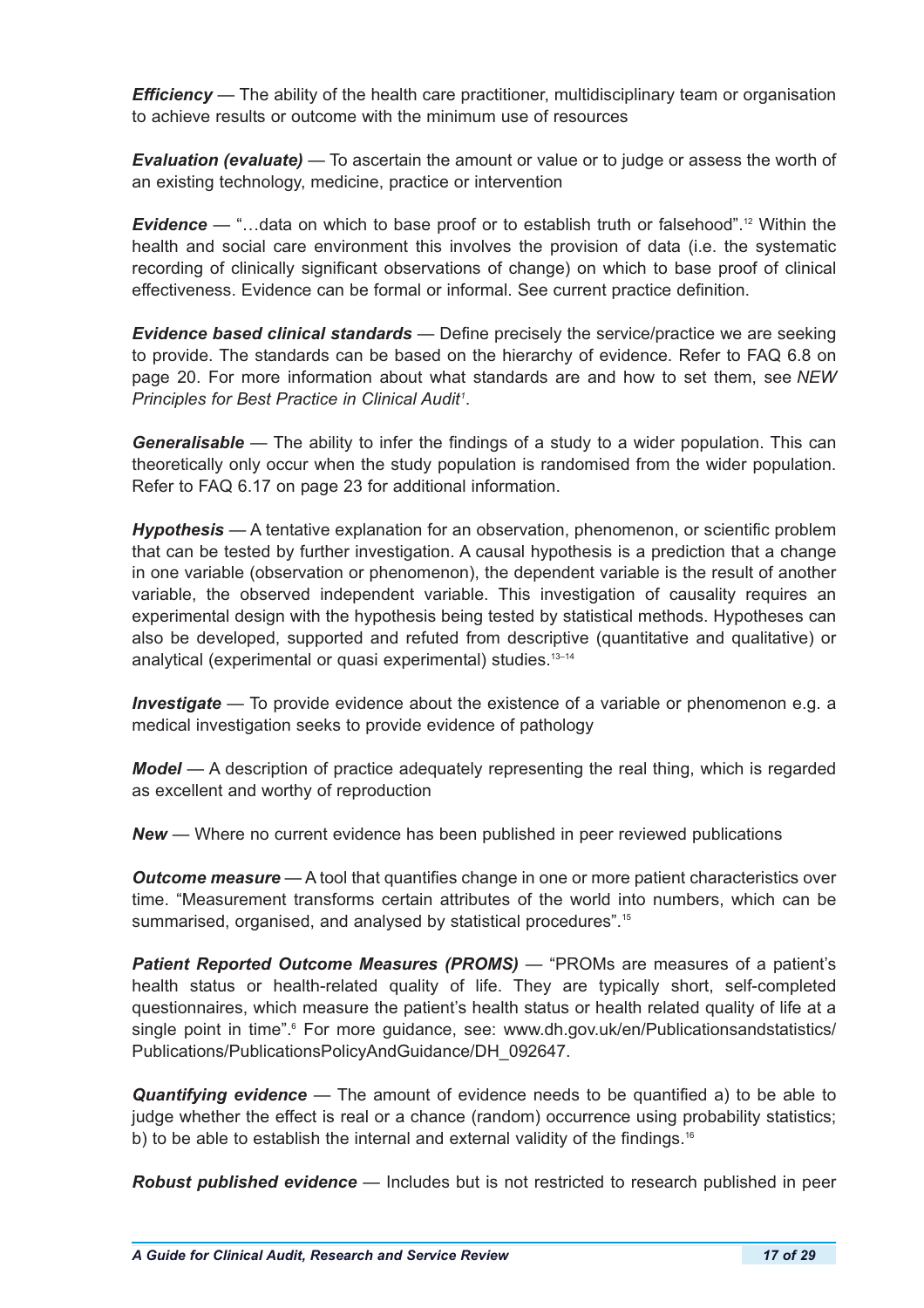***Efficiency*** — The ability of the health care practitioner, multidisciplinary team or organisation to achieve results or outcome with the minimum use of resources

***Evaluation (evaluate)*** — To ascertain the amount or value or to judge or assess the worth of an existing technology, medicine, practice or intervention

***Evidence*** — "…data on which to base proof or to establish truth or falsehood".[12] Within the health and social care environment this involves the provision of data (i.e. the systematic recording of clinically significant observations of change) on which to base proof of clinical effectiveness. Evidence can be formal or informal. See current practice definition.

***Evidence based clinical standards*** — Define precisely the service/practice we are seeking to provide. The standards can be based on the hierarchy of evidence. Refer to FAQ 6.8 on page 20. For more information about what standards are and how to set them, see *NEW Principles for Best Practice in Clinical Audit*[1].

***Generalisable*** — The ability to infer the findings of a study to a wider population. This can theoretically only occur when the study population is randomised from the wider population. Refer to FAQ 6.17 on page 23 for additional information.

***Hypothesis*** — A tentative explanation for an observation, phenomenon, or scientific problem that can be tested by further investigation. A causal hypothesis is a prediction that a change in one variable (observation or phenomenon), the dependent variable is the result of another variable, the observed independent variable. This investigation of causality requires an experimental design with the hypothesis being tested by statistical methods. Hypotheses can also be developed, supported and refuted from descriptive (quantitative and qualitative) or analytical (experimental or quasi experimental) studies.[13–14]

***Investigate*** — To provide evidence about the existence of a variable or phenomenon e.g. a medical investigation seeks to provide evidence of pathology

***Model*** — A description of practice adequately representing the real thing, which is regarded as excellent and worthy of reproduction

***New*** — Where no current evidence has been published in peer reviewed publications

***Outcome measure*** — A tool that quantifies change in one or more patient characteristics over time. "Measurement transforms certain attributes of the world into numbers, which can be summarised, organised, and analysed by statistical procedures".[15]

***Patient Reported Outcome Measures (PROMS)*** — "PROMs are measures of a patient's health status or health-related quality of life. They are typically short, self-completed questionnaires, which measure the patient's health status or health related quality of life at a single point in time".[6] For more guidance, see: www.dh.gov.uk/en/Publicationsandstatistics/Publications/PublicationsPolicyAndGuidance/DH_092647.

***Quantifying evidence*** — The amount of evidence needs to be quantified a) to be able to judge whether the effect is real or a chance (random) occurrence using probability statistics; b) to be able to establish the internal and external validity of the findings.[16]

***Robust published evidence*** — Includes but is not restricted to research published in peer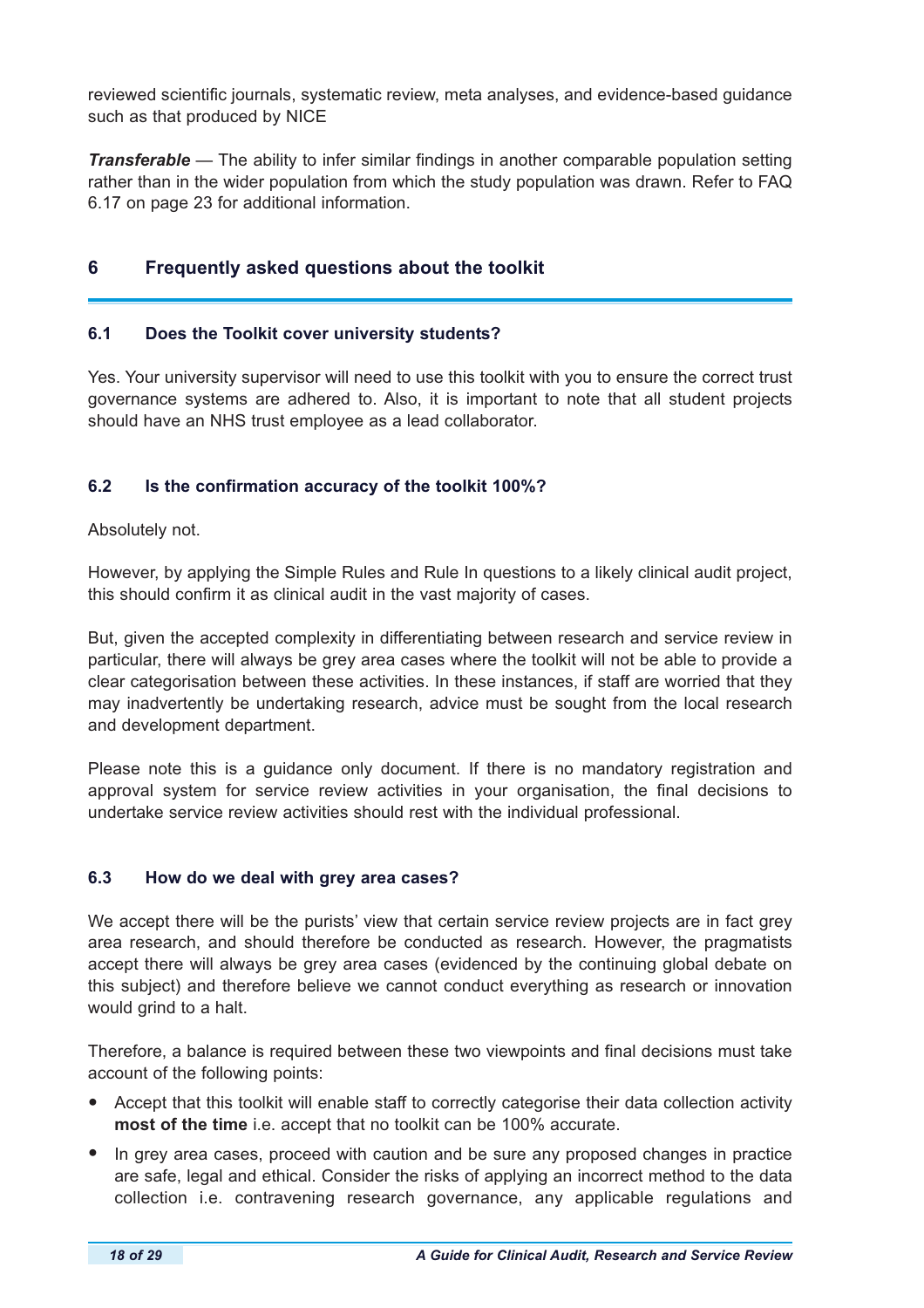reviewed scientific journals, systematic review, meta analyses, and evidence-based guidance such as that produced by NICE

***Transferable*** — The ability to infer similar findings in another comparable population setting rather than in the wider population from which the study population was drawn. Refer to FAQ 6.17 on page 23 for additional information.

## 6 Frequently asked questions about the toolkit

### 6.1 Does the Toolkit cover university students?

Yes. Your university supervisor will need to use this toolkit with you to ensure the correct trust governance systems are adhered to. Also, it is important to note that all student projects should have an NHS trust employee as a lead collaborator.

### 6.2 Is the confirmation accuracy of the toolkit 100%?

Absolutely not.

However, by applying the Simple Rules and Rule In questions to a likely clinical audit project, this should confirm it as clinical audit in the vast majority of cases.

But, given the accepted complexity in differentiating between research and service review in particular, there will always be grey area cases where the toolkit will not be able to provide a clear categorisation between these activities. In these instances, if staff are worried that they may inadvertently be undertaking research, advice must be sought from the local research and development department.

Please note this is a guidance only document. If there is no mandatory registration and approval system for service review activities in your organisation, the final decisions to undertake service review activities should rest with the individual professional.

### 6.3 How do we deal with grey area cases?

We accept there will be the purists' view that certain service review projects are in fact grey area research, and should therefore be conducted as research. However, the pragmatists accept there will always be grey area cases (evidenced by the continuing global debate on this subject) and therefore believe we cannot conduct everything as research or innovation would grind to a halt.

Therefore, a balance is required between these two viewpoints and final decisions must take account of the following points:

- Accept that this toolkit will enable staff to correctly categorise their data collection activity **most of the time** i.e. accept that no toolkit can be 100% accurate.
- In grey area cases, proceed with caution and be sure any proposed changes in practice are safe, legal and ethical. Consider the risks of applying an incorrect method to the data collection i.e. contravening research governance, any applicable regulations and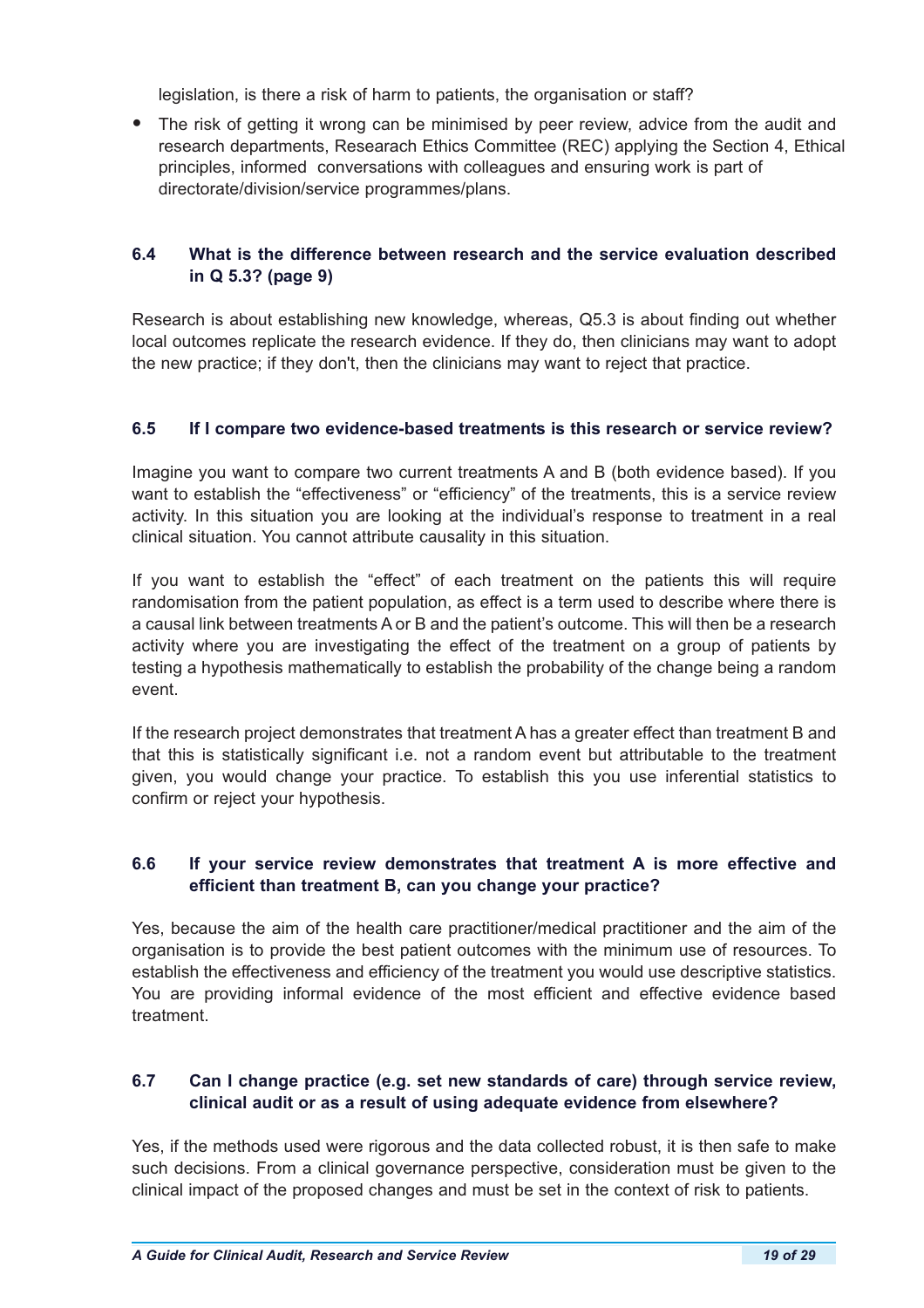legislation, is there a risk of harm to patients, the organisation or staff?

- The risk of getting it wrong can be minimised by peer review, advice from the audit and research departments, Researach Ethics Committee (REC) applying the Section 4, Ethical principles, informed conversations with colleagues and ensuring work is part of directorate/division/service programmes/plans.

### 6.4 What is the difference between research and the service evaluation described in Q 5.3? (page 9)

Research is about establishing new knowledge, whereas, Q5.3 is about finding out whether local outcomes replicate the research evidence. If they do, then clinicians may want to adopt the new practice; if they don't, then the clinicians may want to reject that practice.

### 6.5 If I compare two evidence-based treatments is this research or service review?

Imagine you want to compare two current treatments A and B (both evidence based). If you want to establish the "effectiveness" or "efficiency" of the treatments, this is a service review activity. In this situation you are looking at the individual's response to treatment in a real clinical situation. You cannot attribute causality in this situation.

If you want to establish the "effect" of each treatment on the patients this will require randomisation from the patient population, as effect is a term used to describe where there is a causal link between treatments A or B and the patient's outcome. This will then be a research activity where you are investigating the effect of the treatment on a group of patients by testing a hypothesis mathematically to establish the probability of the change being a random event.

If the research project demonstrates that treatment A has a greater effect than treatment B and that this is statistically significant i.e. not a random event but attributable to the treatment given, you would change your practice. To establish this you use inferential statistics to confirm or reject your hypothesis.

### 6.6 If your service review demonstrates that treatment A is more effective and efficient than treatment B, can you change your practice?

Yes, because the aim of the health care practitioner/medical practitioner and the aim of the organisation is to provide the best patient outcomes with the minimum use of resources. To establish the effectiveness and efficiency of the treatment you would use descriptive statistics. You are providing informal evidence of the most efficient and effective evidence based treatment.

### 6.7 Can I change practice (e.g. set new standards of care) through service review, clinical audit or as a result of using adequate evidence from elsewhere?

Yes, if the methods used were rigorous and the data collected robust, it is then safe to make such decisions. From a clinical governance perspective, consideration must be given to the clinical impact of the proposed changes and must be set in the context of risk to patients.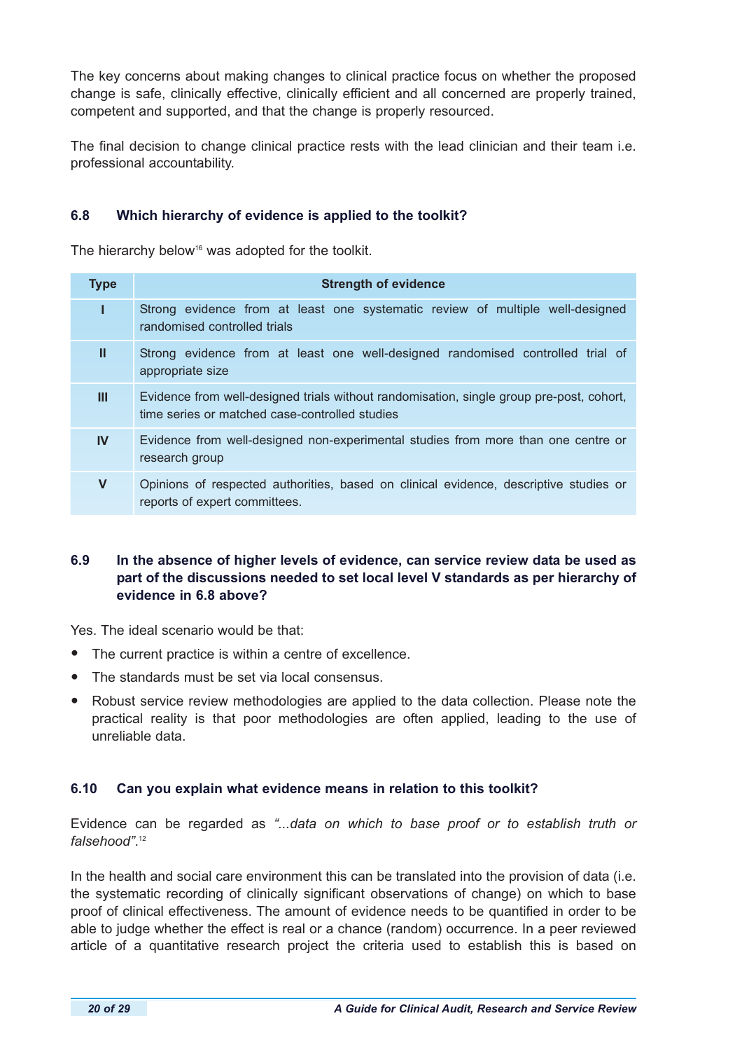The key concerns about making changes to clinical practice focus on whether the proposed change is safe, clinically effective, clinically efficient and all concerned are properly trained, competent and supported, and that the change is properly resourced.

The final decision to change clinical practice rests with the lead clinician and their team i.e. professional accountability.

### 6.8 Which hierarchy of evidence is applied to the toolkit?

The hierarchy below[16] was adopted for the toolkit.

| Type | Strength of evidence |
|---|---|
| I | Strong evidence from at least one systematic review of multiple well-designed randomised controlled trials |
| II | Strong evidence from at least one well-designed randomised controlled trial of appropriate size |
| III | Evidence from well-designed trials without randomisation, single group pre-post, cohort, time series or matched case-controlled studies |
| IV | Evidence from well-designed non-experimental studies from more than one centre or research group |
| V | Opinions of respected authorities, based on clinical evidence, descriptive studies or reports of expert committees. |

### 6.9 In the absence of higher levels of evidence, can service review data be used as part of the discussions needed to set local level V standards as per hierarchy of evidence in 6.8 above?

Yes. The ideal scenario would be that:

- The current practice is within a centre of excellence.
- The standards must be set via local consensus.
- Robust service review methodologies are applied to the data collection. Please note the practical reality is that poor methodologies are often applied, leading to the use of unreliable data.

### 6.10 Can you explain what evidence means in relation to this toolkit?

Evidence can be regarded as *"...data on which to base proof or to establish truth or falsehood".*[12]

In the health and social care environment this can be translated into the provision of data (i.e. the systematic recording of clinically significant observations of change) on which to base proof of clinical effectiveness. The amount of evidence needs to be quantified in order to be able to judge whether the effect is real or a chance (random) occurrence. In a peer reviewed article of a quantitative research project the criteria used to establish this is based on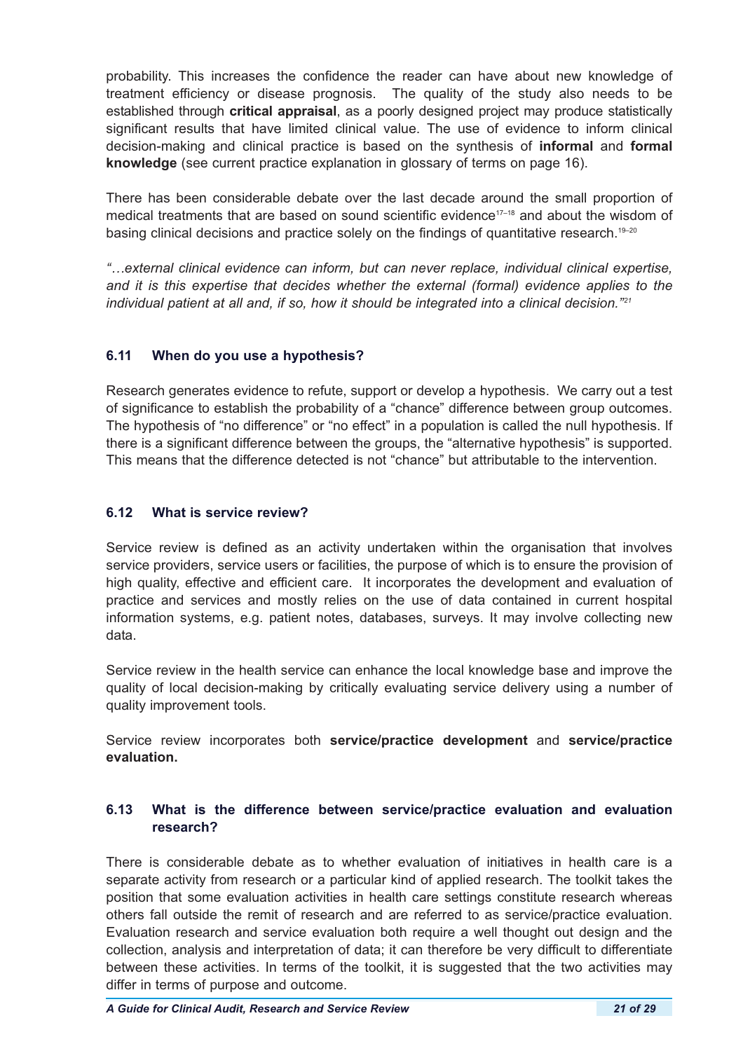probability. This increases the confidence the reader can have about new knowledge of treatment efficiency or disease prognosis. The quality of the study also needs to be established through **critical appraisal**, as a poorly designed project may produce statistically significant results that have limited clinical value. The use of evidence to inform clinical decision-making and clinical practice is based on the synthesis of **informal** and **formal knowledge** (see current practice explanation in glossary of terms on page 16).

There has been considerable debate over the last decade around the small proportion of medical treatments that are based on sound scientific evidence[17–18] and about the wisdom of basing clinical decisions and practice solely on the findings of quantitative research.[19–20]

*"…external clinical evidence can inform, but can never replace, individual clinical expertise, and it is this expertise that decides whether the external (formal) evidence applies to the individual patient at all and, if so, how it should be integrated into a clinical decision."[21]*

### 6.11 When do you use a hypothesis?

Research generates evidence to refute, support or develop a hypothesis. We carry out a test of significance to establish the probability of a "chance" difference between group outcomes. The hypothesis of "no difference" or "no effect" in a population is called the null hypothesis. If there is a significant difference between the groups, the "alternative hypothesis" is supported. This means that the difference detected is not "chance" but attributable to the intervention.

### 6.12 What is service review?

Service review is defined as an activity undertaken within the organisation that involves service providers, service users or facilities, the purpose of which is to ensure the provision of high quality, effective and efficient care. It incorporates the development and evaluation of practice and services and mostly relies on the use of data contained in current hospital information systems, e.g. patient notes, databases, surveys. It may involve collecting new data.

Service review in the health service can enhance the local knowledge base and improve the quality of local decision-making by critically evaluating service delivery using a number of quality improvement tools.

Service review incorporates both **service/practice development** and **service/practice evaluation.**

### 6.13 What is the difference between service/practice evaluation and evaluation research?

There is considerable debate as to whether evaluation of initiatives in health care is a separate activity from research or a particular kind of applied research. The toolkit takes the position that some evaluation activities in health care settings constitute research whereas others fall outside the remit of research and are referred to as service/practice evaluation. Evaluation research and service evaluation both require a well thought out design and the collection, analysis and interpretation of data; it can therefore be very difficult to differentiate between these activities. In terms of the toolkit, it is suggested that the two activities may differ in terms of purpose and outcome.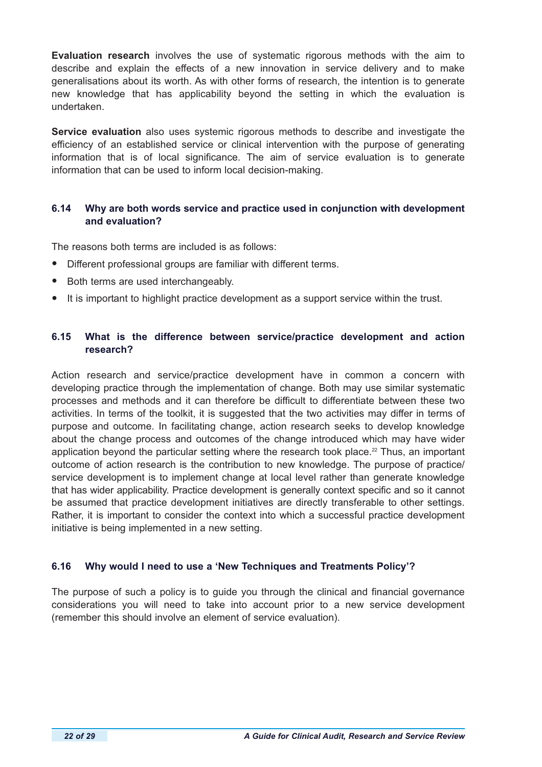**Evaluation research** involves the use of systematic rigorous methods with the aim to describe and explain the effects of a new innovation in service delivery and to make generalisations about its worth. As with other forms of research, the intention is to generate new knowledge that has applicability beyond the setting in which the evaluation is undertaken.

**Service evaluation** also uses systemic rigorous methods to describe and investigate the efficiency of an established service or clinical intervention with the purpose of generating information that is of local significance. The aim of service evaluation is to generate information that can be used to inform local decision-making.

### 6.14 Why are both words service and practice used in conjunction with development and evaluation?

The reasons both terms are included is as follows:

- Different professional groups are familiar with different terms.
- Both terms are used interchangeably.
- It is important to highlight practice development as a support service within the trust.

### 6.15 What is the difference between service/practice development and action research?

Action research and service/practice development have in common a concern with developing practice through the implementation of change. Both may use similar systematic processes and methods and it can therefore be difficult to differentiate between these two activities. In terms of the toolkit, it is suggested that the two activities may differ in terms of purpose and outcome. In facilitating change, action research seeks to develop knowledge about the change process and outcomes of the change introduced which may have wider application beyond the particular setting where the research took place.[22] Thus, an important outcome of action research is the contribution to new knowledge. The purpose of practice/service development is to implement change at local level rather than generate knowledge that has wider applicability. Practice development is generally context specific and so it cannot be assumed that practice development initiatives are directly transferable to other settings. Rather, it is important to consider the context into which a successful practice development initiative is being implemented in a new setting.

### 6.16 Why would I need to use a 'New Techniques and Treatments Policy'?

The purpose of such a policy is to guide you through the clinical and financial governance considerations you will need to take into account prior to a new service development (remember this should involve an element of service evaluation).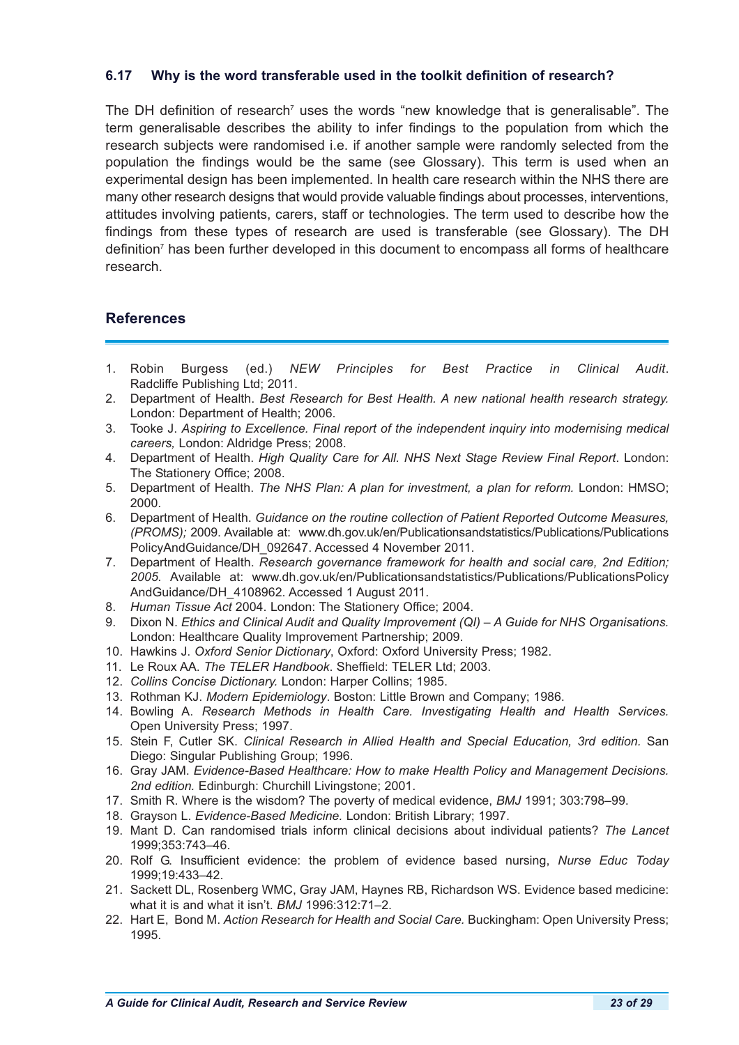### 6.17 Why is the word transferable used in the toolkit definition of research?

The DH definition of research[7] uses the words "new knowledge that is generalisable". The term generalisable describes the ability to infer findings to the population from which the research subjects were randomised i.e. if another sample were randomly selected from the population the findings would be the same (see Glossary). This term is used when an experimental design has been implemented. In health care research within the NHS there are many other research designs that would provide valuable findings about processes, interventions, attitudes involving patients, carers, staff or technologies. The term used to describe how the findings from these types of research are used is transferable (see Glossary). The DH definition[7] has been further developed in this document to encompass all forms of healthcare research.

## References

1. Robin Burgess (ed.) *NEW Principles for Best Practice in Clinical Audit*. Radcliffe Publishing Ltd; 2011.
2. Department of Health. *Best Research for Best Health. A new national health research strategy.* London: Department of Health; 2006.
3. Tooke J. *Aspiring to Excellence. Final report of the independent inquiry into modernising medical careers,* London: Aldridge Press; 2008.
4. Department of Health. *High Quality Care for All. NHS Next Stage Review Final Report*. London: The Stationery Office; 2008.
5. Department of Health. *The NHS Plan: A plan for investment, a plan for reform.* London: HMSO; 2000.
6. Department of Health. *Guidance on the routine collection of Patient Reported Outcome Measures, (PROMS);* 2009. Available at: www.dh.gov.uk/en/Publicationsandstatistics/Publications/PublicationsPolicyAndGuidance/DH_092647. Accessed 4 November 2011.
7. Department of Health. *Research governance framework for health and social care, 2nd Edition; 2005.* Available at: www.dh.gov.uk/en/Publicationsandstatistics/Publications/PublicationsPolicyAndGuidance/DH_4108962. Accessed 1 August 2011.
8. *Human Tissue Act* 2004. London: The Stationery Office; 2004.
9. Dixon N. *Ethics and Clinical Audit and Quality Improvement (QI) – A Guide for NHS Organisations.* London: Healthcare Quality Improvement Partnership; 2009.
10. Hawkins J. *Oxford Senior Dictionary*, Oxford: Oxford University Press; 1982.
11. Le Roux AA. *The TELER Handbook*. Sheffield: TELER Ltd; 2003.
12. *Collins Concise Dictionary.* London: Harper Collins; 1985.
13. Rothman KJ. *Modern Epidemiology*. Boston: Little Brown and Company; 1986.
14. Bowling A. *Research Methods in Health Care. Investigating Health and Health Services.* Open University Press; 1997.
15. Stein F, Cutler SK. *Clinical Research in Allied Health and Special Education, 3rd edition.* San Diego: Singular Publishing Group; 1996.
16. Gray JAM. *Evidence-Based Healthcare: How to make Health Policy and Management Decisions. 2nd edition.* Edinburgh: Churchill Livingstone; 2001.
17. Smith R. Where is the wisdom? The poverty of medical evidence, *BMJ* 1991; 303:798–99.
18. Grayson L. *Evidence-Based Medicine.* London: British Library; 1997.
19. Mant D. Can randomised trials inform clinical decisions about individual patients? *The Lancet* 1999;353:743–46.
20. Rolf G. Insufficient evidence: the problem of evidence based nursing, *Nurse Educ Today* 1999;19:433–42.
21. Sackett DL, Rosenberg WMC, Gray JAM, Haynes RB, Richardson WS. Evidence based medicine: what it is and what it isn't. *BMJ* 1996:312:71–2.
22. Hart E, Bond M. *Action Research for Health and Social Care.* Buckingham: Open University Press; 1995.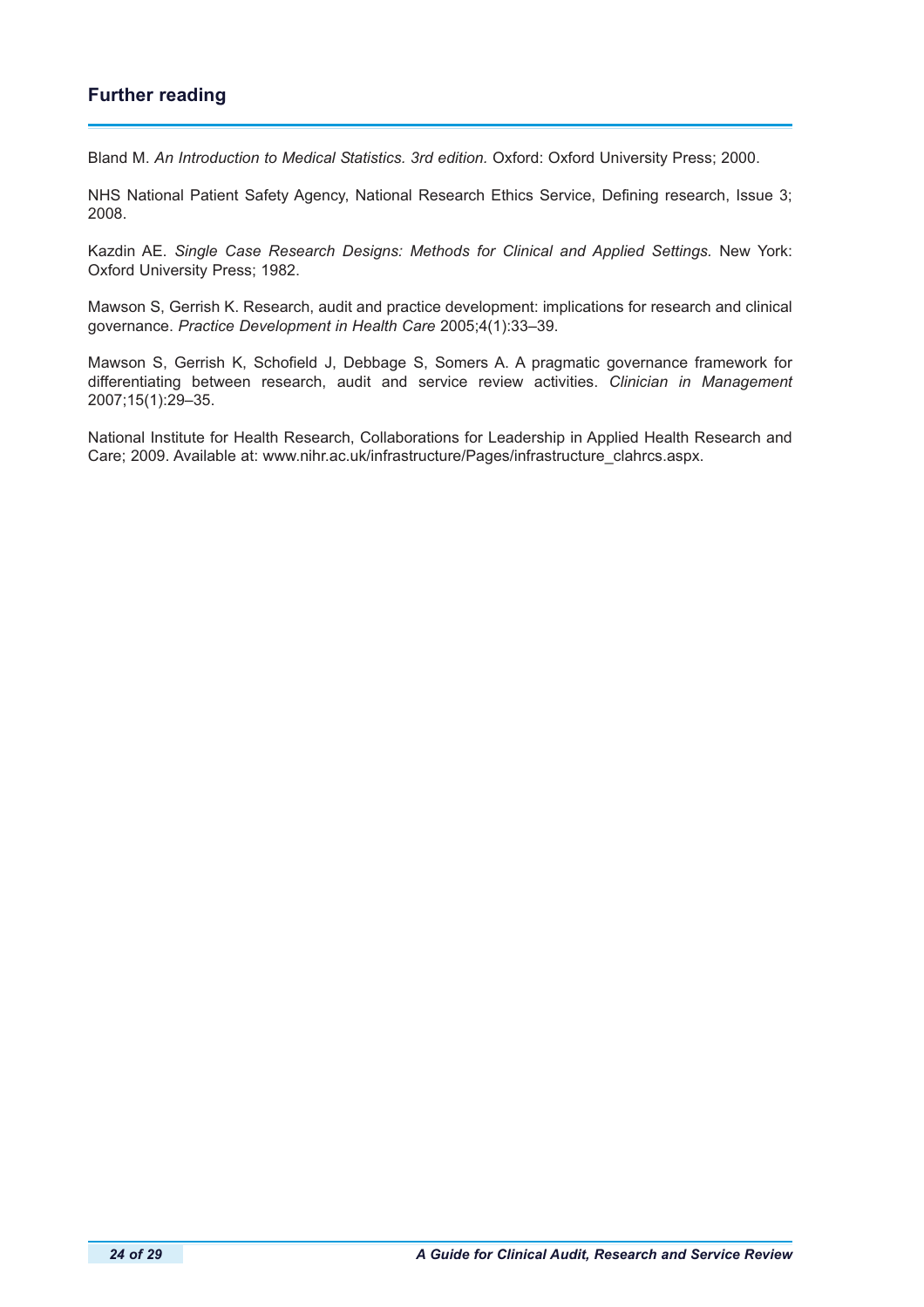## Further reading

Bland M. *An Introduction to Medical Statistics. 3rd edition.* Oxford: Oxford University Press; 2000.

NHS National Patient Safety Agency, National Research Ethics Service, Defining research, Issue 3; 2008.

Kazdin AE. *Single Case Research Designs: Methods for Clinical and Applied Settings.* New York: Oxford University Press; 1982.

Mawson S, Gerrish K. Research, audit and practice development: implications for research and clinical governance. *Practice Development in Health Care* 2005;4(1):33–39.

Mawson S, Gerrish K, Schofield J, Debbage S, Somers A. A pragmatic governance framework for differentiating between research, audit and service review activities. *Clinician in Management* 2007;15(1):29–35.

National Institute for Health Research, Collaborations for Leadership in Applied Health Research and Care; 2009. Available at: www.nihr.ac.uk/infrastructure/Pages/infrastructure_clahrcs.aspx.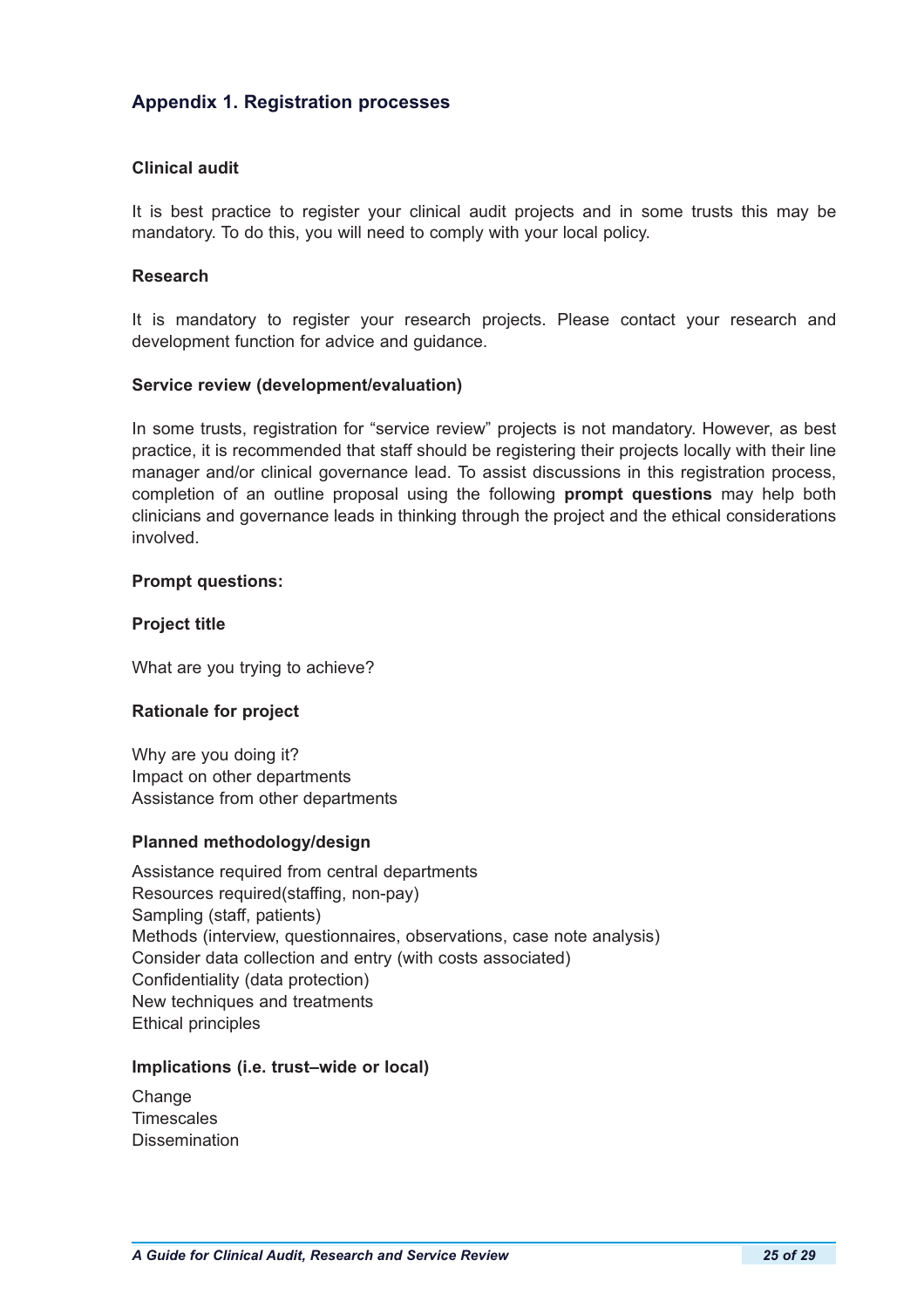## Appendix 1. Registration processes

### Clinical audit

It is best practice to register your clinical audit projects and in some trusts this may be mandatory. To do this, you will need to comply with your local policy.

### Research

It is mandatory to register your research projects. Please contact your research and development function for advice and guidance.

### Service review (development/evaluation)

In some trusts, registration for "service review" projects is not mandatory. However, as best practice, it is recommended that staff should be registering their projects locally with their line manager and/or clinical governance lead. To assist discussions in this registration process, completion of an outline proposal using the following **prompt questions** may help both clinicians and governance leads in thinking through the project and the ethical considerations involved.

**Prompt questions:**

**Project title**

What are you trying to achieve?

**Rationale for project**

Why are you doing it?
Impact on other departments
Assistance from other departments

**Planned methodology/design**

Assistance required from central departments
Resources required(staffing, non-pay)
Sampling (staff, patients)
Methods (interview, questionnaires, observations, case note analysis)
Consider data collection and entry (with costs associated)
Confidentiality (data protection)
New techniques and treatments
Ethical principles

**Implications (i.e. trust–wide or local)**

Change
Timescales
Dissemination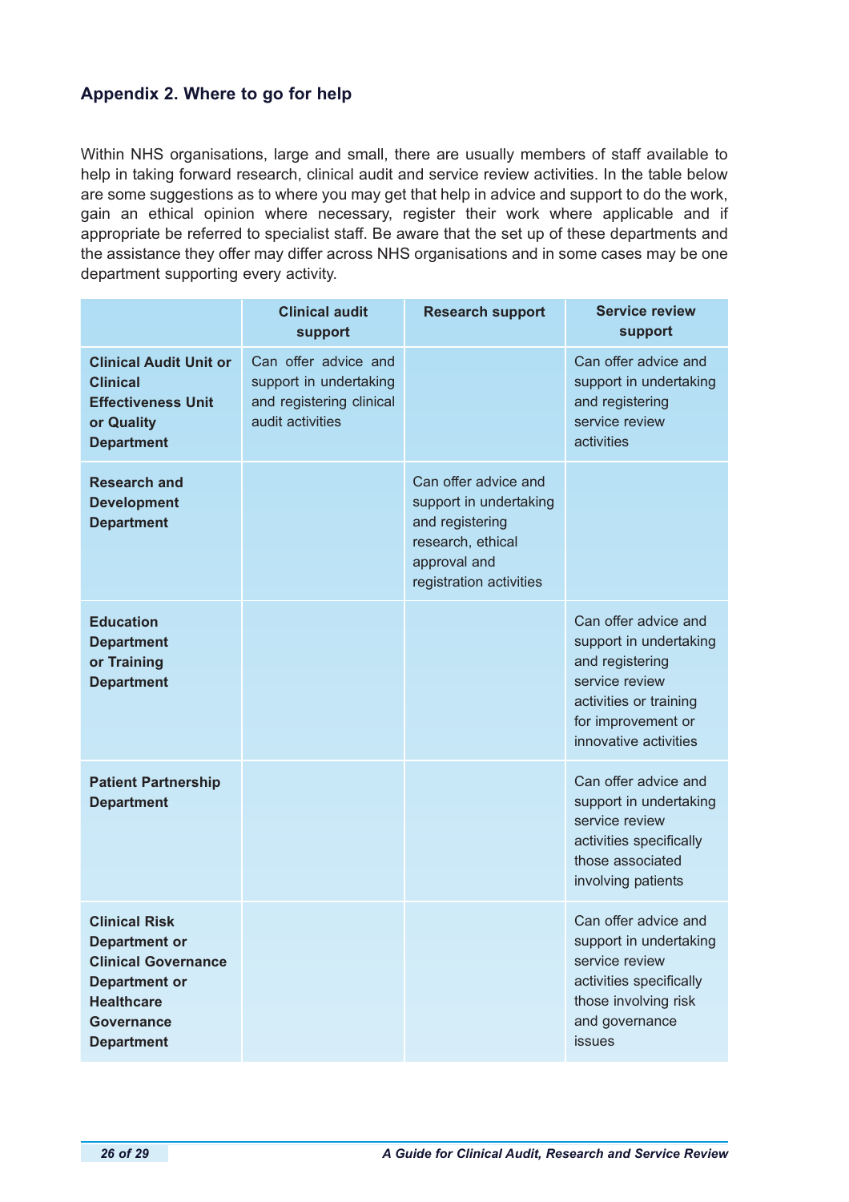## Appendix 2. Where to go for help

Within NHS organisations, large and small, there are usually members of staff available to help in taking forward research, clinical audit and service review activities. In the table below are some suggestions as to where you may get that help in advice and support to do the work, gain an ethical opinion where necessary, register their work where applicable and if appropriate be referred to specialist staff. Be aware that the set up of these departments and the assistance they offer may differ across NHS organisations and in some cases may be one department supporting every activity.

| | Clinical audit support | Research support | Service review support |
|---|---|---|---|
| **Clinical Audit Unit or Clinical Effectiveness Unit or Quality Department** | Can offer advice and support in undertaking and registering clinical audit activities | | Can offer advice and support in undertaking and registering service review activities |
| **Research and Development Department** | | Can offer advice and support in undertaking and registering research, ethical approval and registration activities | |
| **Education Department or Training Department** | | | Can offer advice and support in undertaking and registering service review activities or training for improvement or innovative activities |
| **Patient Partnership Department** | | | Can offer advice and support in undertaking service review activities specifically those associated involving patients |
| **Clinical Risk Department or Clinical Governance Department or Healthcare Governance Department** | | | Can offer advice and support in undertaking service review activities specifically those involving risk and governance issues |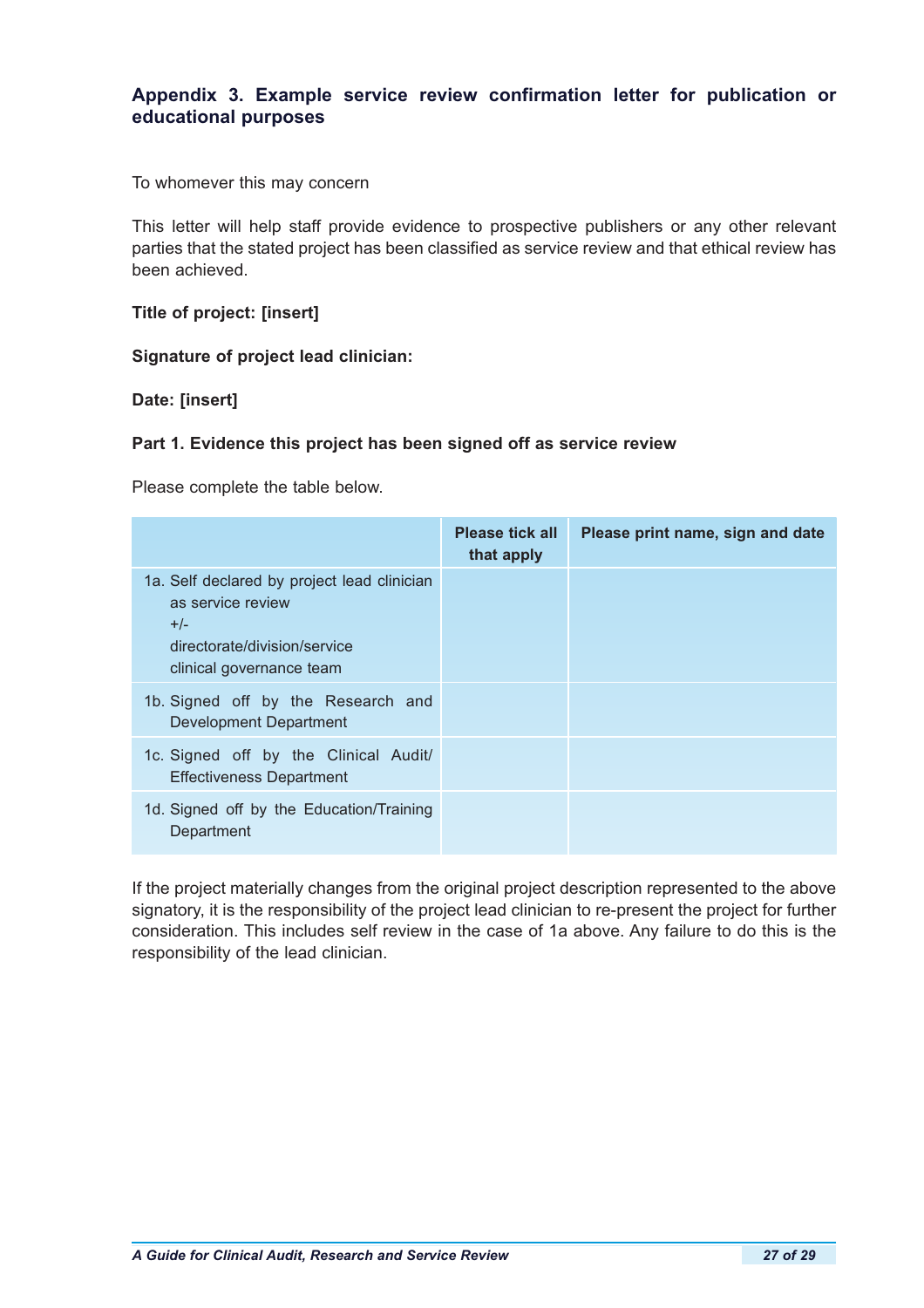## Appendix 3. Example service review confirmation letter for publication or educational purposes

To whomever this may concern

This letter will help staff provide evidence to prospective publishers or any other relevant parties that the stated project has been classified as service review and that ethical review has been achieved.

**Title of project: [insert]**

**Signature of project lead clinician:**

**Date: [insert]**

**Part 1. Evidence this project has been signed off as service review**

Please complete the table below.

| | Please tick all that apply | Please print name, sign and date |
|---|---|---|
| 1a. Self declared by project lead clinician as service review +/- directorate/division/service clinical governance team | | |
| 1b. Signed off by the Research and Development Department | | |
| 1c. Signed off by the Clinical Audit/ Effectiveness Department | | |
| 1d. Signed off by the Education/Training Department | | |

If the project materially changes from the original project description represented to the above signatory, it is the responsibility of the project lead clinician to re-present the project for further consideration. This includes self review in the case of 1a above. Any failure to do this is the responsibility of the lead clinician.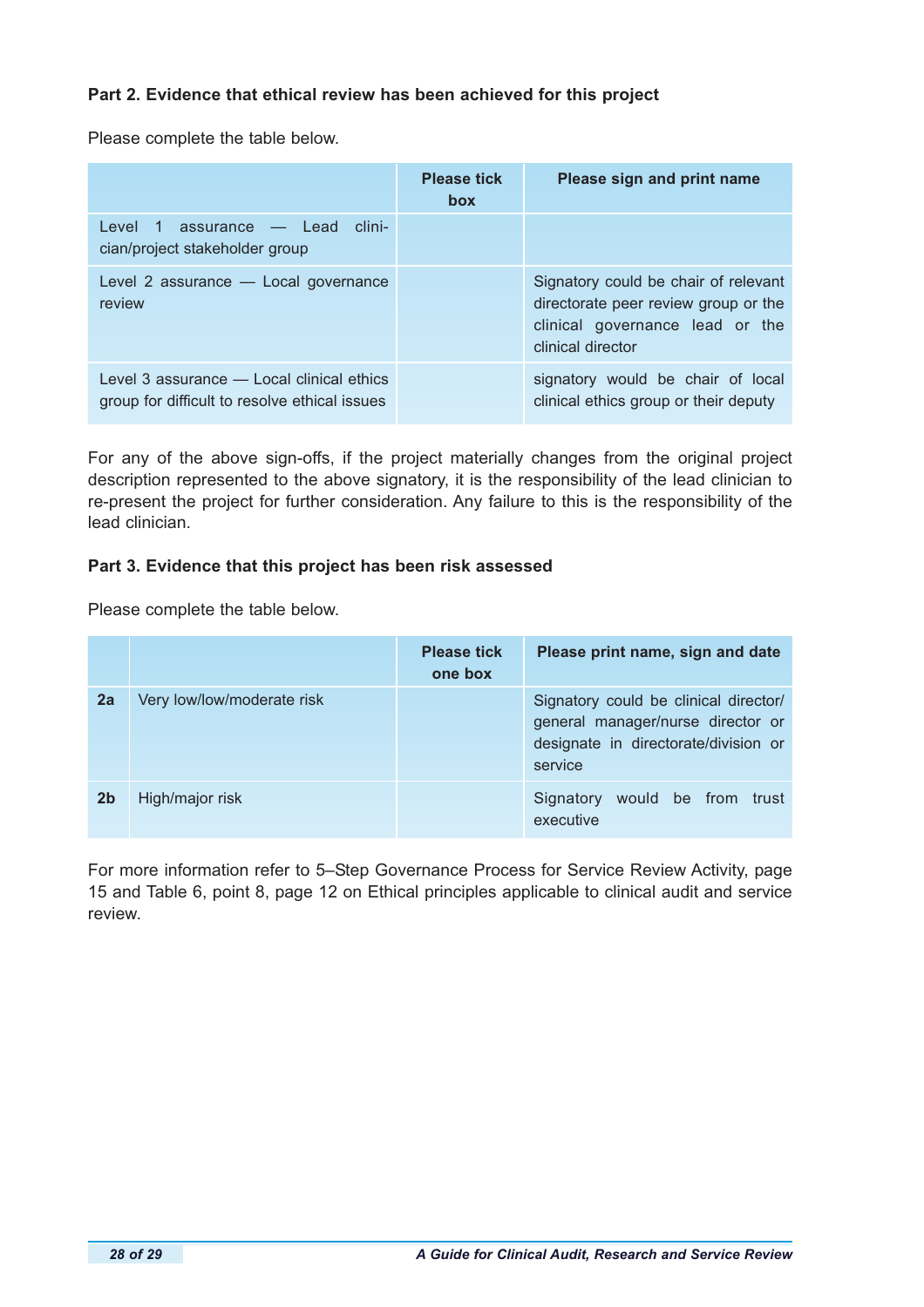**Part 2. Evidence that ethical review has been achieved for this project**

Please complete the table below.

| | Please tick box | Please sign and print name |
|---|---|---|
| Level 1 assurance — Lead clinician/project stakeholder group | | |
| Level 2 assurance — Local governance review | | Signatory could be chair of relevant directorate peer review group or the clinical governance lead or the clinical director |
| Level 3 assurance — Local clinical ethics group for difficult to resolve ethical issues | | signatory would be chair of local clinical ethics group or their deputy |

For any of the above sign-offs, if the project materially changes from the original project description represented to the above signatory, it is the responsibility of the lead clinician to re-present the project for further consideration. Any failure to this is the responsibility of the lead clinician.

**Part 3. Evidence that this project has been risk assessed**

Please complete the table below.

| | | Please tick one box | Please print name, sign and date |
|---|---|---|---|
| **2a** | Very low/low/moderate risk | | Signatory could be clinical director/ general manager/nurse director or designate in directorate/division or service |
| **2b** | High/major risk | | Signatory would be from trust executive |

For more information refer to 5–Step Governance Process for Service Review Activity, page 15 and Table 6, point 8, page 12 on Ethical principles applicable to clinical audit and service review.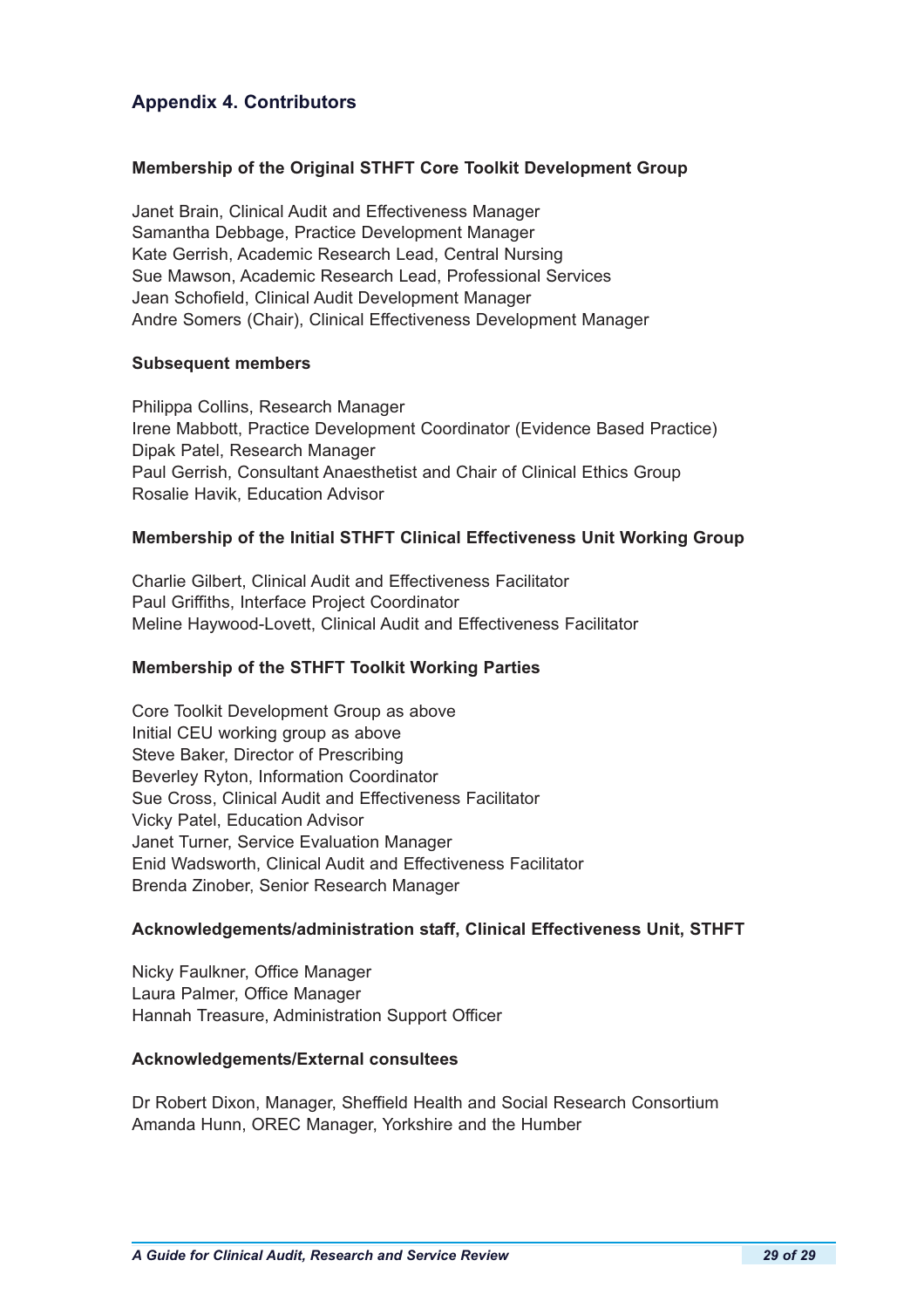## Appendix 4. Contributors

**Membership of the Original STHFT Core Toolkit Development Group**

Janet Brain, Clinical Audit and Effectiveness Manager
Samantha Debbage, Practice Development Manager
Kate Gerrish, Academic Research Lead, Central Nursing
Sue Mawson, Academic Research Lead, Professional Services
Jean Schofield, Clinical Audit Development Manager
Andre Somers (Chair), Clinical Effectiveness Development Manager

**Subsequent members**

Philippa Collins, Research Manager
Irene Mabbott, Practice Development Coordinator (Evidence Based Practice)
Dipak Patel, Research Manager
Paul Gerrish, Consultant Anaesthetist and Chair of Clinical Ethics Group
Rosalie Havik, Education Advisor

**Membership of the Initial STHFT Clinical Effectiveness Unit Working Group**

Charlie Gilbert, Clinical Audit and Effectiveness Facilitator
Paul Griffiths, Interface Project Coordinator
Meline Haywood-Lovett, Clinical Audit and Effectiveness Facilitator

**Membership of the STHFT Toolkit Working Parties**

Core Toolkit Development Group as above
Initial CEU working group as above
Steve Baker, Director of Prescribing
Beverley Ryton, Information Coordinator
Sue Cross, Clinical Audit and Effectiveness Facilitator
Vicky Patel, Education Advisor
Janet Turner, Service Evaluation Manager
Enid Wadsworth, Clinical Audit and Effectiveness Facilitator
Brenda Zinober, Senior Research Manager

**Acknowledgements/administration staff, Clinical Effectiveness Unit, STHFT**

Nicky Faulkner, Office Manager
Laura Palmer, Office Manager
Hannah Treasure, Administration Support Officer

**Acknowledgements/External consultees**

Dr Robert Dixon, Manager, Sheffield Health and Social Research Consortium
Amanda Hunn, OREC Manager, Yorkshire and the Humber